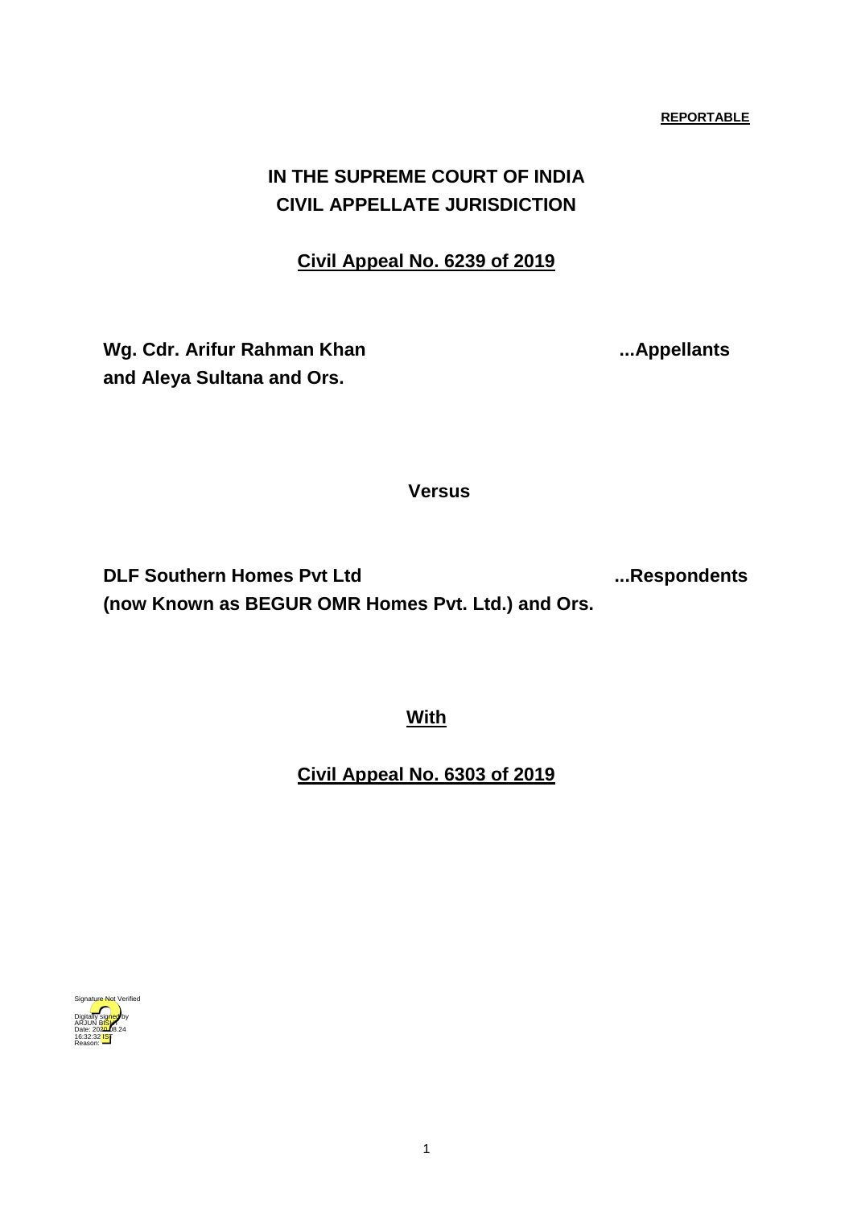**REPORTABLE**

**IN THE SUPREME COURT OF INDIA**
**CIVIL APPELLATE JURISDICTION**

**Civil Appeal No. 6239 of 2019**

**Wg. Cdr. Arifur Rahman Khan and Aleya Sultana and Ors.** ...**Appellants**

**Versus**

**DLF Southern Homes Pvt Ltd (now Known as BEGUR OMR Homes Pvt. Ltd.) and Ors.** ...**Respondents**

**With**

**Civil Appeal No. 6303 of 2019**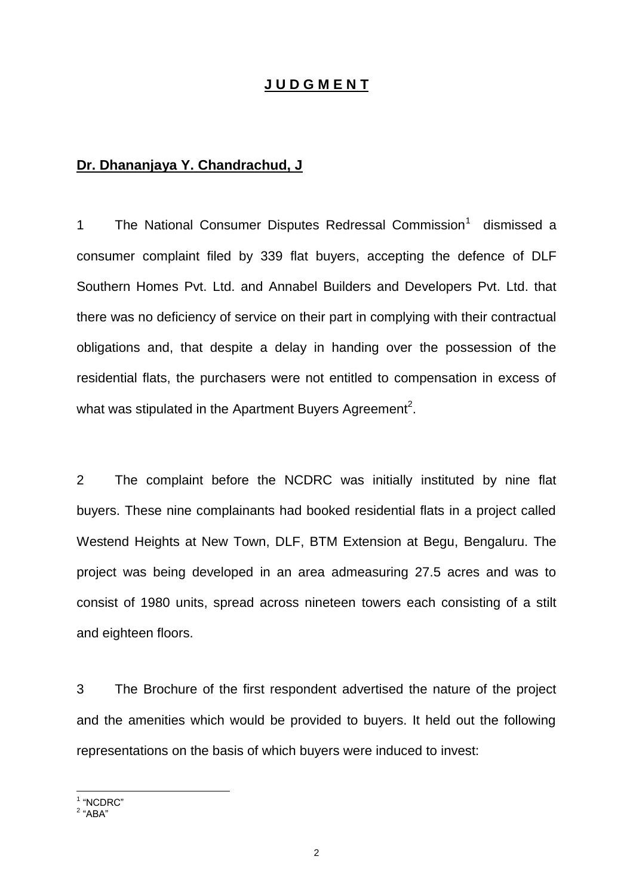## JUDGMENT

**Dr. Dhananjaya Y. Chandrachud, J**

1 The National Consumer Disputes Redressal Commission[1] dismissed a consumer complaint filed by 339 flat buyers, accepting the defence of DLF Southern Homes Pvt. Ltd. and Annabel Builders and Developers Pvt. Ltd. that there was no deficiency of service on their part in complying with their contractual obligations and, that despite a delay in handing over the possession of the residential flats, the purchasers were not entitled to compensation in excess of what was stipulated in the Apartment Buyers Agreement[2].

2 The complaint before the NCDRC was initially instituted by nine flat buyers. These nine complainants had booked residential flats in a project called Westend Heights at New Town, DLF, BTM Extension at Begu, Bengaluru. The project was being developed in an area admeasuring 27.5 acres and was to consist of 1980 units, spread across nineteen towers each consisting of a stilt and eighteen floors.

3 The Brochure of the first respondent advertised the nature of the project and the amenities which would be provided to buyers. It held out the following representations on the basis of which buyers were induced to invest:

---

[1] "NCDRC"
[2] "ABA"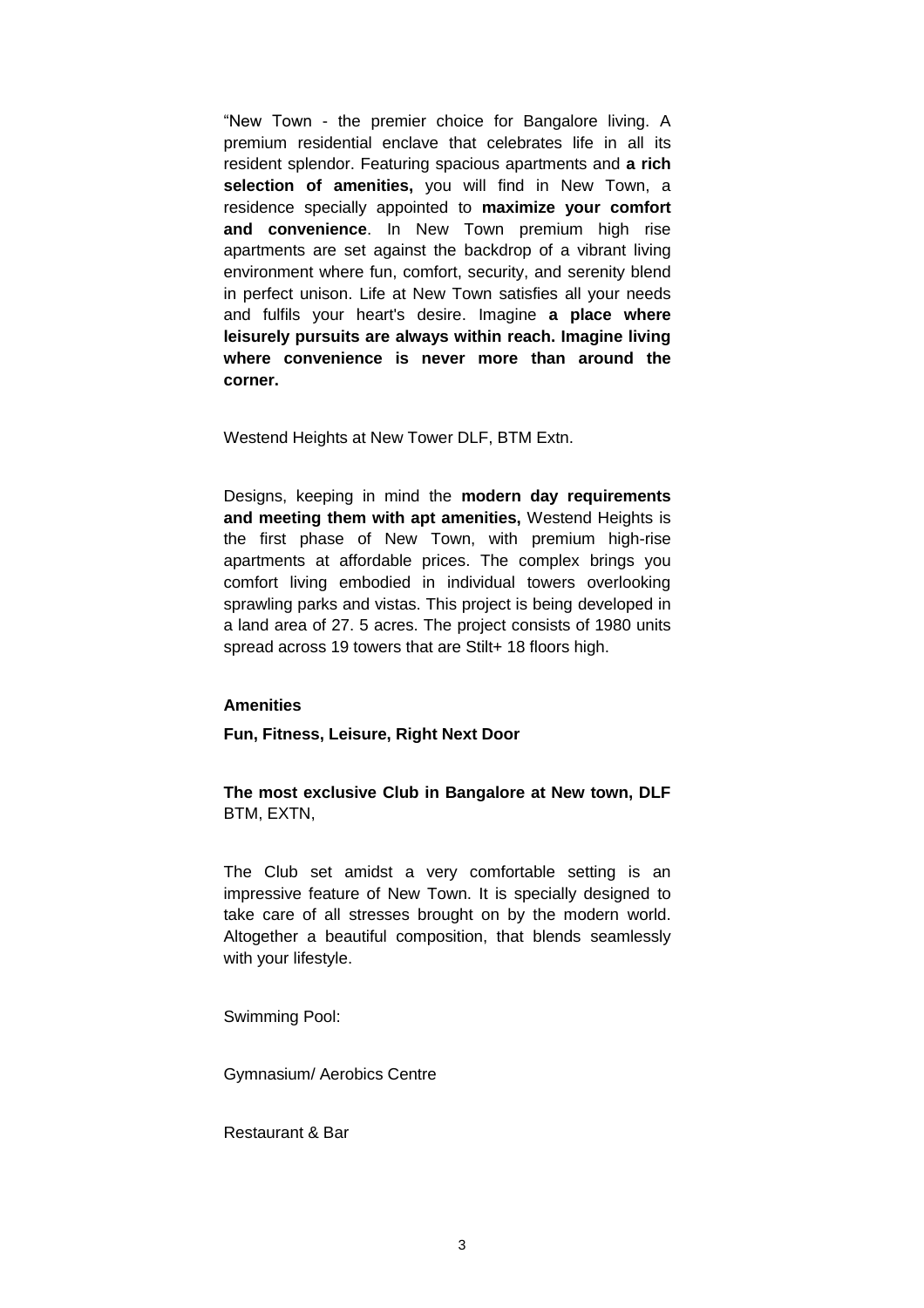"New Town - the premier choice for Bangalore living. A premium residential enclave that celebrates life in all its resident splendor. Featuring spacious apartments and **a rich selection of amenities,** you will find in New Town, a residence specially appointed to **maximize your comfort and convenience**. In New Town premium high rise apartments are set against the backdrop of a vibrant living environment where fun, comfort, security, and serenity blend in perfect unison. Life at New Town satisfies all your needs and fulfils your heart's desire. Imagine **a place where leisurely pursuits are always within reach. Imagine living where convenience is never more than around the corner.**

Westend Heights at New Tower DLF, BTM Extn.

Designs, keeping in mind the **modern day requirements and meeting them with apt amenities,** Westend Heights is the first phase of New Town, with premium high-rise apartments at affordable prices. The complex brings you comfort living embodied in individual towers overlooking sprawling parks and vistas. This project is being developed in a land area of 27. 5 acres. The project consists of 1980 units spread across 19 towers that are Stilt+ 18 floors high.

**Amenities**

**Fun, Fitness, Leisure, Right Next Door**

**The most exclusive Club in Bangalore at New town, DLF** BTM, EXTN,

The Club set amidst a very comfortable setting is an impressive feature of New Town. It is specially designed to take care of all stresses brought on by the modern world. Altogether a beautiful composition, that blends seamlessly with your lifestyle.

Swimming Pool:

Gymnasium/ Aerobics Centre

Restaurant & Bar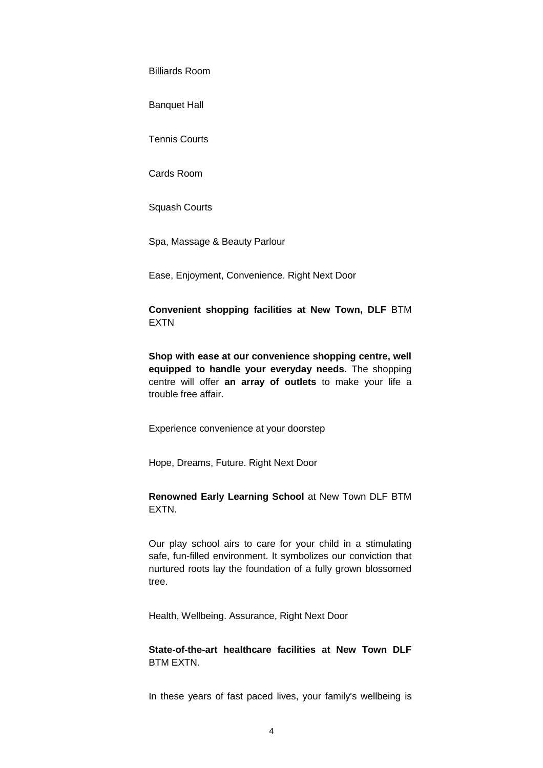Billiards Room

Banquet Hall

Tennis Courts

Cards Room

Squash Courts

Spa, Massage & Beauty Parlour

Ease, Enjoyment, Convenience. Right Next Door

**Convenient shopping facilities at New Town, DLF** BTM EXTN

**Shop with ease at our convenience shopping centre, well equipped to handle your everyday needs.** The shopping centre will offer **an array of outlets** to make your life a trouble free affair.

Experience convenience at your doorstep

Hope, Dreams, Future. Right Next Door

**Renowned Early Learning School** at New Town DLF BTM EXTN.

Our play school airs to care for your child in a stimulating safe, fun-filled environment. It symbolizes our conviction that nurtured roots lay the foundation of a fully grown blossomed tree.

Health, Wellbeing. Assurance, Right Next Door

**State-of-the-art healthcare facilities at New Town DLF** BTM EXTN.

In these years of fast paced lives, your family's wellbeing is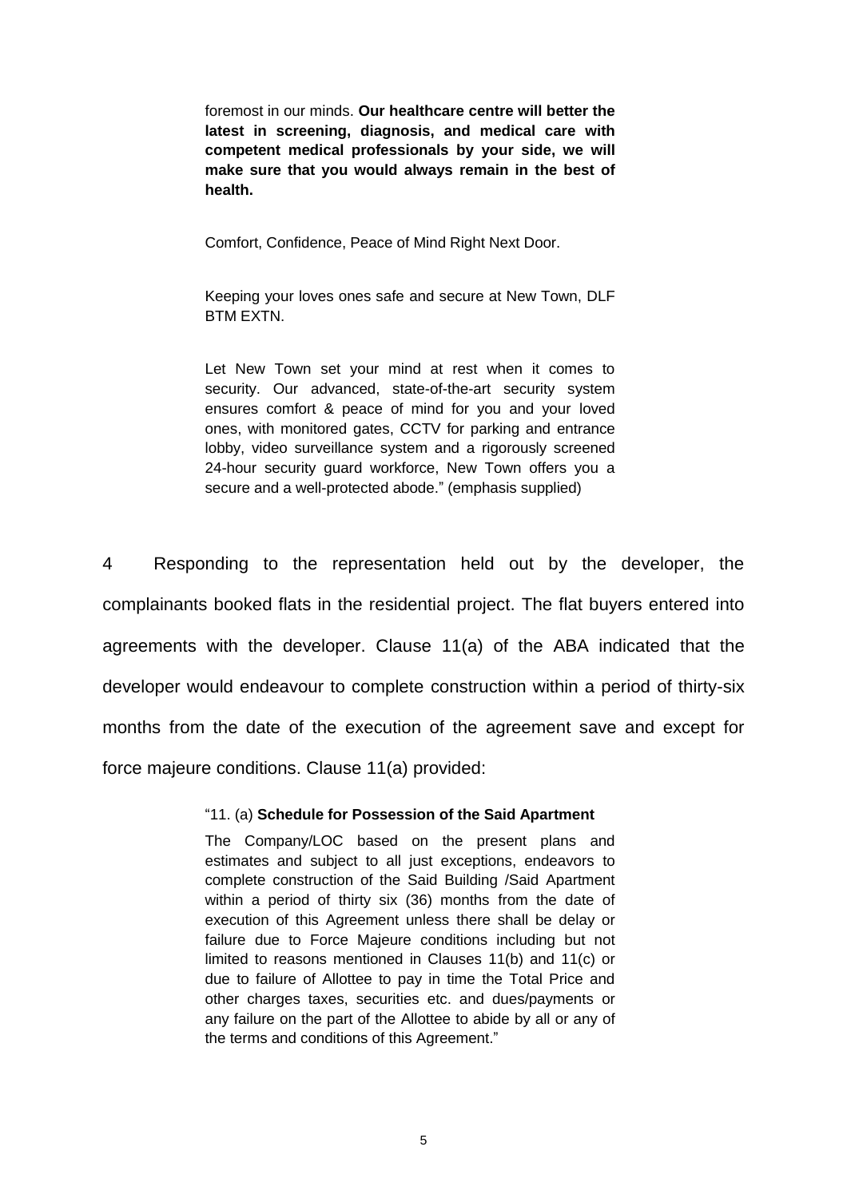> foremost in our minds. **Our healthcare centre will better the latest in screening, diagnosis, and medical care with competent medical professionals by your side, we will make sure that you would always remain in the best of health.**
>
> Comfort, Confidence, Peace of Mind Right Next Door.
>
> Keeping your loves ones safe and secure at New Town, DLF BTM EXTN.
>
> Let New Town set your mind at rest when it comes to security. Our advanced, state-of-the-art security system ensures comfort & peace of mind for you and your loved ones, with monitored gates, CCTV for parking and entrance lobby, video surveillance system and a rigorously screened 24-hour security guard workforce, New Town offers you a secure and a well-protected abode." (emphasis supplied)

4 Responding to the representation held out by the developer, the complainants booked flats in the residential project. The flat buyers entered into agreements with the developer. Clause 11(a) of the ABA indicated that the developer would endeavour to complete construction within a period of thirty-six months from the date of the execution of the agreement save and except for force majeure conditions. Clause 11(a) provided:

> "11. (a) **Schedule for Possession of the Said Apartment**
>
> The Company/LOC based on the present plans and estimates and subject to all just exceptions, endeavors to complete construction of the Said Building /Said Apartment within a period of thirty six (36) months from the date of execution of this Agreement unless there shall be delay or failure due to Force Majeure conditions including but not limited to reasons mentioned in Clauses 11(b) and 11(c) or due to failure of Allottee to pay in time the Total Price and other charges taxes, securities etc. and dues/payments or any failure on the part of the Allottee to abide by all or any of the terms and conditions of this Agreement."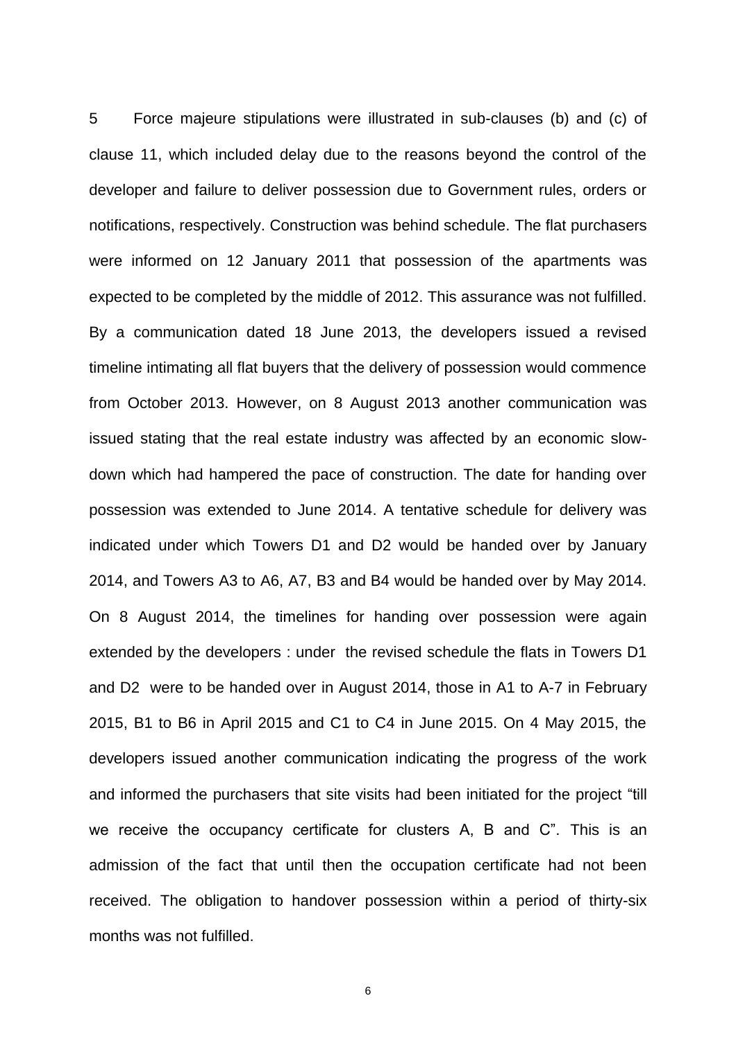5 Force majeure stipulations were illustrated in sub-clauses (b) and (c) of clause 11, which included delay due to the reasons beyond the control of the developer and failure to deliver possession due to Government rules, orders or notifications, respectively. Construction was behind schedule. The flat purchasers were informed on 12 January 2011 that possession of the apartments was expected to be completed by the middle of 2012. This assurance was not fulfilled. By a communication dated 18 June 2013, the developers issued a revised timeline intimating all flat buyers that the delivery of possession would commence from October 2013. However, on 8 August 2013 another communication was issued stating that the real estate industry was affected by an economic slow-down which had hampered the pace of construction. The date for handing over possession was extended to June 2014. A tentative schedule for delivery was indicated under which Towers D1 and D2 would be handed over by January 2014, and Towers A3 to A6, A7, B3 and B4 would be handed over by May 2014. On 8 August 2014, the timelines for handing over possession were again extended by the developers : under the revised schedule the flats in Towers D1 and D2 were to be handed over in August 2014, those in A1 to A-7 in February 2015, B1 to B6 in April 2015 and C1 to C4 in June 2015. On 4 May 2015, the developers issued another communication indicating the progress of the work and informed the purchasers that site visits had been initiated for the project "till we receive the occupancy certificate for clusters A, B and C". This is an admission of the fact that until then the occupation certificate had not been received. The obligation to handover possession within a period of thirty-six months was not fulfilled.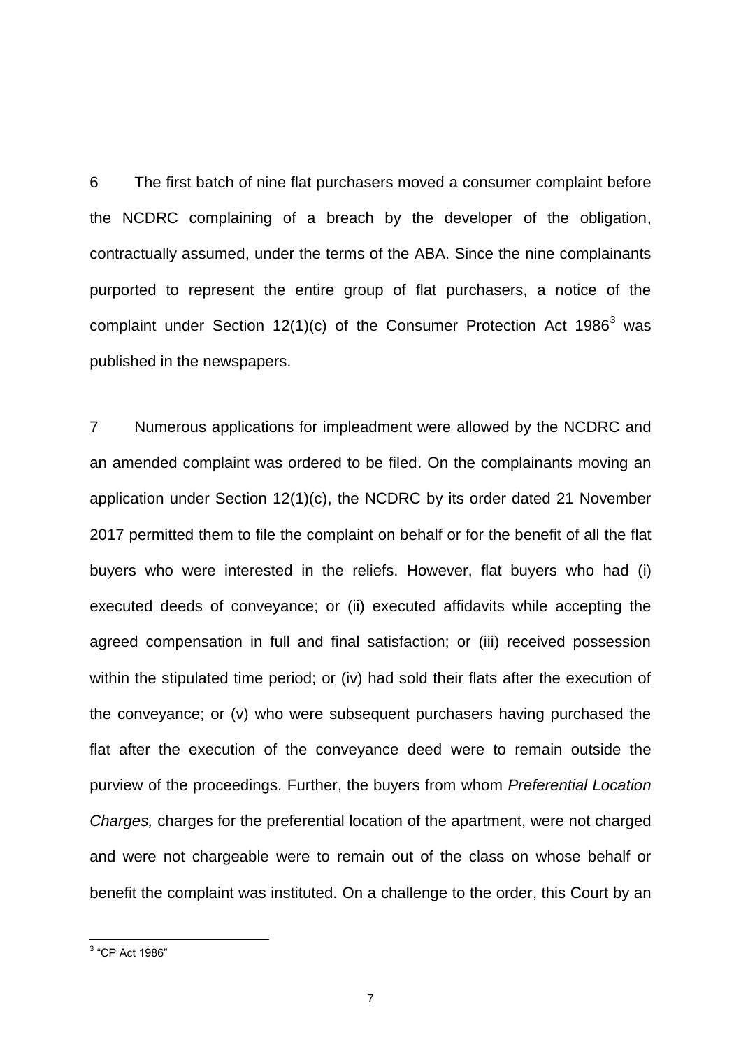6 The first batch of nine flat purchasers moved a consumer complaint before the NCDRC complaining of a breach by the developer of the obligation, contractually assumed, under the terms of the ABA. Since the nine complainants purported to represent the entire group of flat purchasers, a notice of the complaint under Section 12(1)(c) of the Consumer Protection Act 1986[3] was published in the newspapers.

7 Numerous applications for impleadment were allowed by the NCDRC and an amended complaint was ordered to be filed. On the complainants moving an application under Section 12(1)(c), the NCDRC by its order dated 21 November 2017 permitted them to file the complaint on behalf or for the benefit of all the flat buyers who were interested in the reliefs. However, flat buyers who had (i) executed deeds of conveyance; or (ii) executed affidavits while accepting the agreed compensation in full and final satisfaction; or (iii) received possession within the stipulated time period; or (iv) had sold their flats after the execution of the conveyance; or (v) who were subsequent purchasers having purchased the flat after the execution of the conveyance deed were to remain outside the purview of the proceedings. Further, the buyers from whom *Preferential Location Charges,* charges for the preferential location of the apartment, were not charged and were not chargeable were to remain out of the class on whose behalf or benefit the complaint was instituted. On a challenge to the order, this Court by an

[3] "CP Act 1986"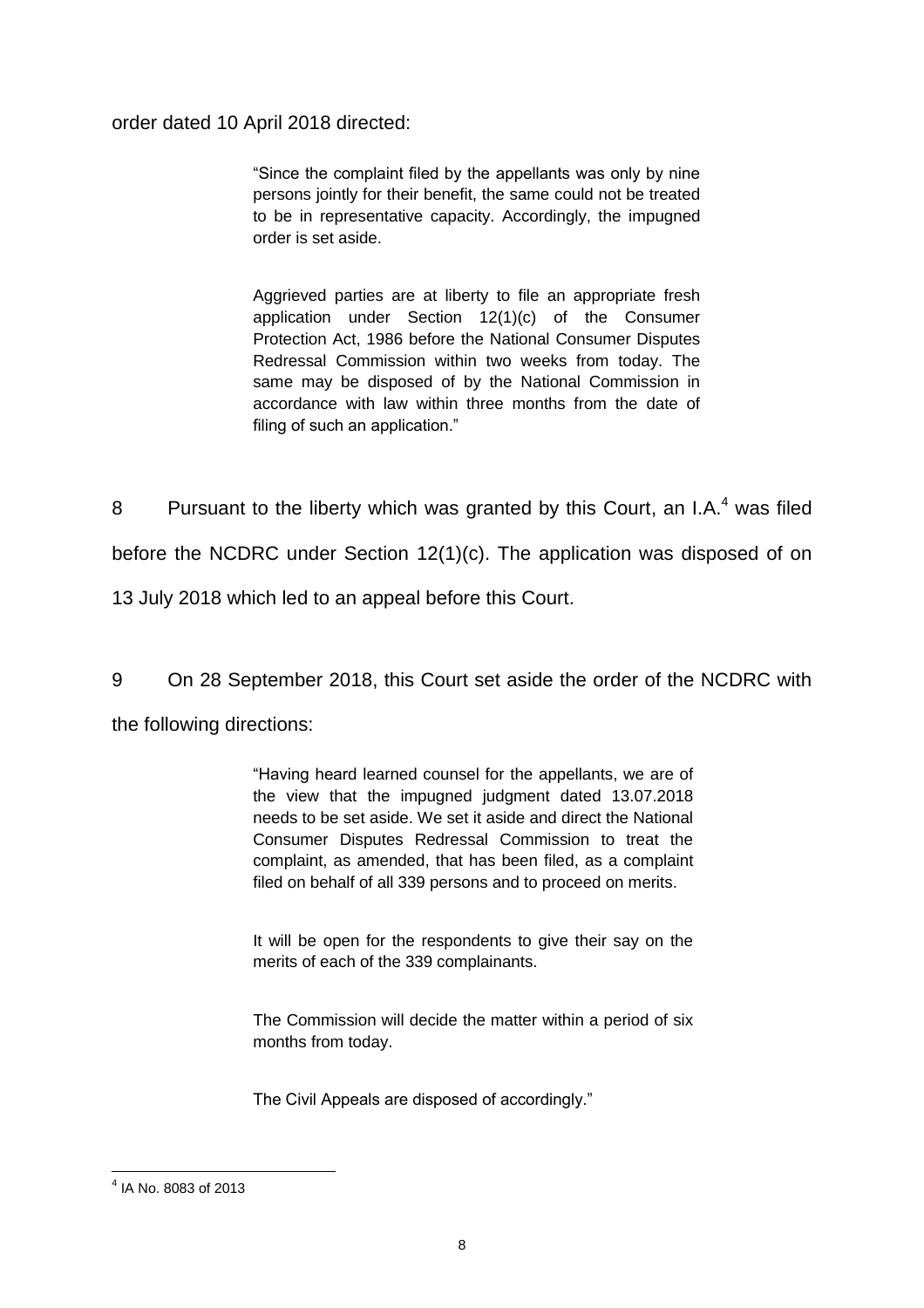order dated 10 April 2018 directed:

> "Since the complaint filed by the appellants was only by nine persons jointly for their benefit, the same could not be treated to be in representative capacity. Accordingly, the impugned order is set aside.
>
> Aggrieved parties are at liberty to file an appropriate fresh application under Section 12(1)(c) of the Consumer Protection Act, 1986 before the National Consumer Disputes Redressal Commission within two weeks from today. The same may be disposed of by the National Commission in accordance with law within three months from the date of filing of such an application."

8 Pursuant to the liberty which was granted by this Court, an I.A.[4] was filed before the NCDRC under Section 12(1)(c). The application was disposed of on 13 July 2018 which led to an appeal before this Court.

9 On 28 September 2018, this Court set aside the order of the NCDRC with the following directions:

> "Having heard learned counsel for the appellants, we are of the view that the impugned judgment dated 13.07.2018 needs to be set aside. We set it aside and direct the National Consumer Disputes Redressal Commission to treat the complaint, as amended, that has been filed, as a complaint filed on behalf of all 339 persons and to proceed on merits.
>
> It will be open for the respondents to give their say on the merits of each of the 339 complainants.
>
> The Commission will decide the matter within a period of six months from today.
>
> The Civil Appeals are disposed of accordingly."

---

[4] IA No. 8083 of 2013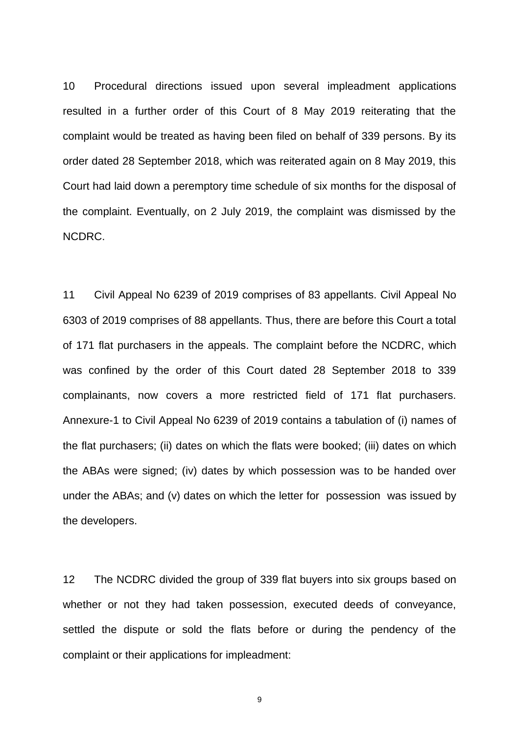10 Procedural directions issued upon several impleadment applications resulted in a further order of this Court of 8 May 2019 reiterating that the complaint would be treated as having been filed on behalf of 339 persons. By its order dated 28 September 2018, which was reiterated again on 8 May 2019, this Court had laid down a peremptory time schedule of six months for the disposal of the complaint. Eventually, on 2 July 2019, the complaint was dismissed by the NCDRC.

11 Civil Appeal No 6239 of 2019 comprises of 83 appellants. Civil Appeal No 6303 of 2019 comprises of 88 appellants. Thus, there are before this Court a total of 171 flat purchasers in the appeals. The complaint before the NCDRC, which was confined by the order of this Court dated 28 September 2018 to 339 complainants, now covers a more restricted field of 171 flat purchasers. Annexure-1 to Civil Appeal No 6239 of 2019 contains a tabulation of (i) names of the flat purchasers; (ii) dates on which the flats were booked; (iii) dates on which the ABAs were signed; (iv) dates by which possession was to be handed over under the ABAs; and (v) dates on which the letter for possession was issued by the developers.

12 The NCDRC divided the group of 339 flat buyers into six groups based on whether or not they had taken possession, executed deeds of conveyance, settled the dispute or sold the flats before or during the pendency of the complaint or their applications for impleadment: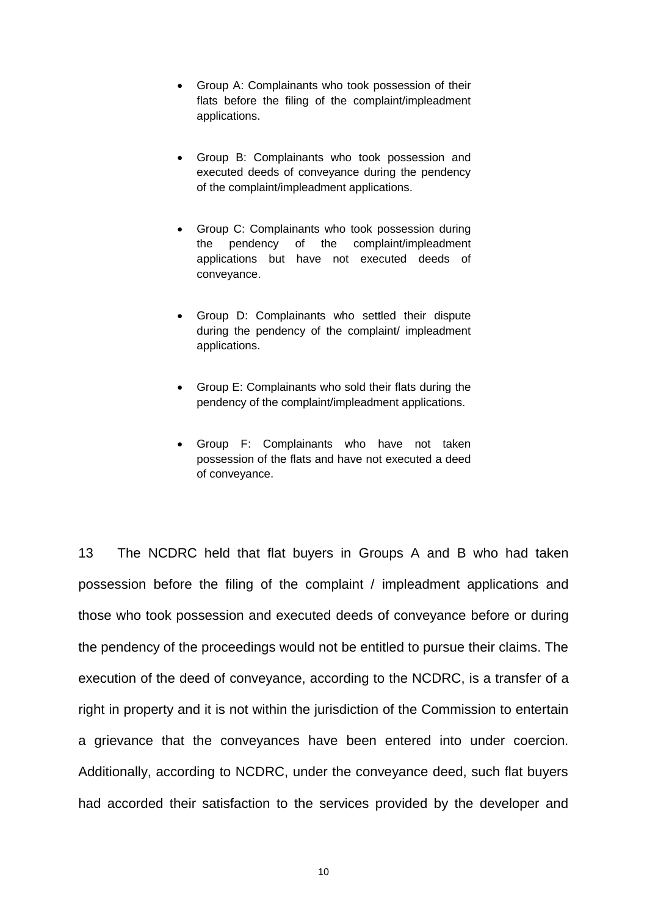- Group A: Complainants who took possession of their flats before the filing of the complaint/impleadment applications.

- Group B: Complainants who took possession and executed deeds of conveyance during the pendency of the complaint/impleadment applications.

- Group C: Complainants who took possession during the pendency of the complaint/impleadment applications but have not executed deeds of conveyance.

- Group D: Complainants who settled their dispute during the pendency of the complaint/ impleadment applications.

- Group E: Complainants who sold their flats during the pendency of the complaint/impleadment applications.

- Group F: Complainants who have not taken possession of the flats and have not executed a deed of conveyance.

13 The NCDRC held that flat buyers in Groups A and B who had taken possession before the filing of the complaint / impleadment applications and those who took possession and executed deeds of conveyance before or during the pendency of the proceedings would not be entitled to pursue their claims. The execution of the deed of conveyance, according to the NCDRC, is a transfer of a right in property and it is not within the jurisdiction of the Commission to entertain a grievance that the conveyances have been entered into under coercion. Additionally, according to NCDRC, under the conveyance deed, such flat buyers had accorded their satisfaction to the services provided by the developer and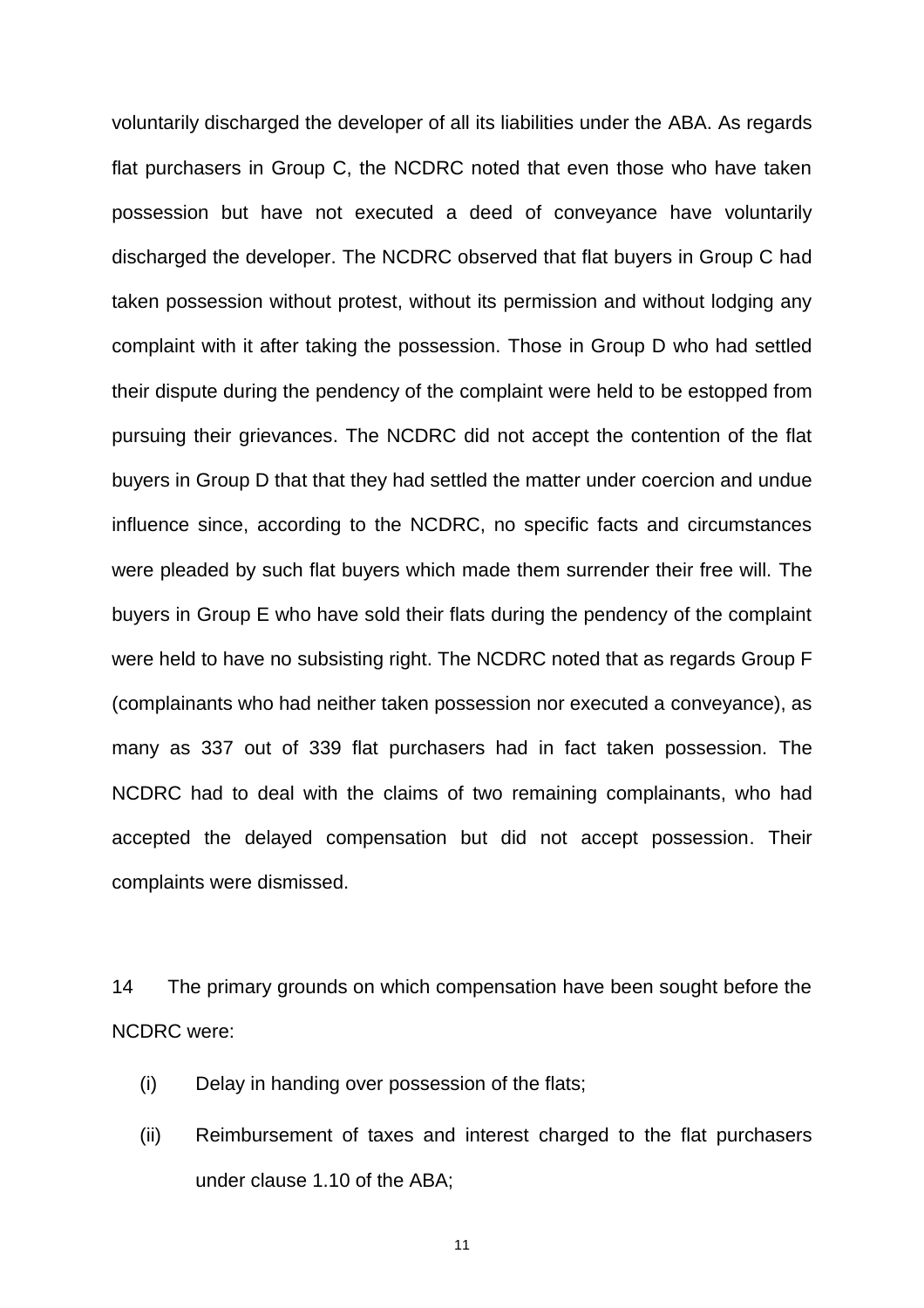voluntarily discharged the developer of all its liabilities under the ABA. As regards flat purchasers in Group C, the NCDRC noted that even those who have taken possession but have not executed a deed of conveyance have voluntarily discharged the developer. The NCDRC observed that flat buyers in Group C had taken possession without protest, without its permission and without lodging any complaint with it after taking the possession. Those in Group D who had settled their dispute during the pendency of the complaint were held to be estopped from pursuing their grievances. The NCDRC did not accept the contention of the flat buyers in Group D that that they had settled the matter under coercion and undue influence since, according to the NCDRC, no specific facts and circumstances were pleaded by such flat buyers which made them surrender their free will. The buyers in Group E who have sold their flats during the pendency of the complaint were held to have no subsisting right. The NCDRC noted that as regards Group F (complainants who had neither taken possession nor executed a conveyance), as many as 337 out of 339 flat purchasers had in fact taken possession. The NCDRC had to deal with the claims of two remaining complainants, who had accepted the delayed compensation but did not accept possession. Their complaints were dismissed.

14 The primary grounds on which compensation have been sought before the NCDRC were:

(i) Delay in handing over possession of the flats;

(ii) Reimbursement of taxes and interest charged to the flat purchasers under clause 1.10 of the ABA;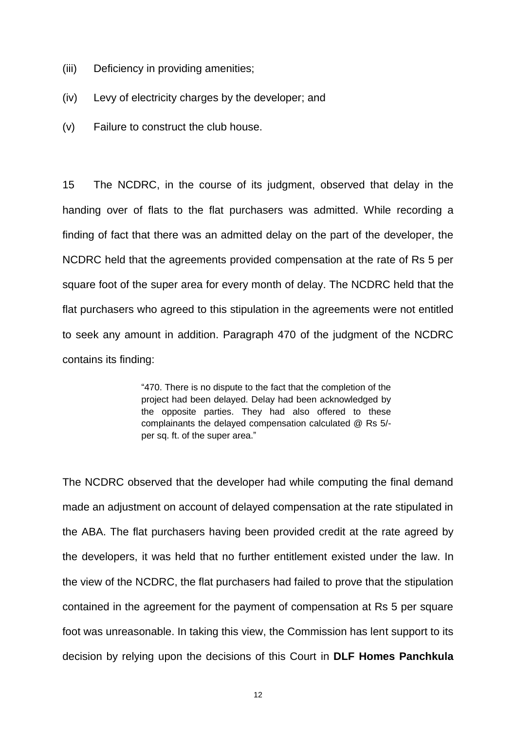(iii) Deficiency in providing amenities;

(iv) Levy of electricity charges by the developer; and

(v) Failure to construct the club house.

15 The NCDRC, in the course of its judgment, observed that delay in the handing over of flats to the flat purchasers was admitted. While recording a finding of fact that there was an admitted delay on the part of the developer, the NCDRC held that the agreements provided compensation at the rate of Rs 5 per square foot of the super area for every month of delay. The NCDRC held that the flat purchasers who agreed to this stipulation in the agreements were not entitled to seek any amount in addition. Paragraph 470 of the judgment of the NCDRC contains its finding:

> "470. There is no dispute to the fact that the completion of the project had been delayed. Delay had been acknowledged by the opposite parties. They had also offered to these complainants the delayed compensation calculated @ Rs 5/- per sq. ft. of the super area."

The NCDRC observed that the developer had while computing the final demand made an adjustment on account of delayed compensation at the rate stipulated in the ABA. The flat purchasers having been provided credit at the rate agreed by the developers, it was held that no further entitlement existed under the law. In the view of the NCDRC, the flat purchasers had failed to prove that the stipulation contained in the agreement for the payment of compensation at Rs 5 per square foot was unreasonable. In taking this view, the Commission has lent support to its decision by relying upon the decisions of this Court in **DLF Homes Panchkula**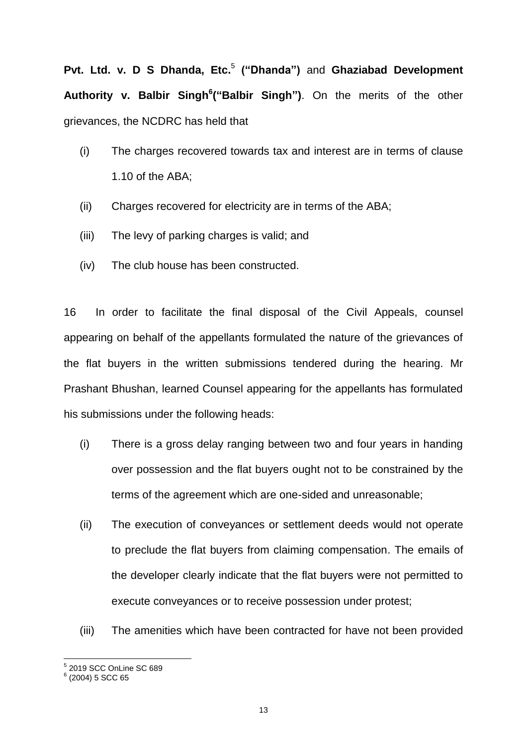**Pvt. Ltd. v. D S Dhanda, Etc.**[5] **("Dhanda")** and **Ghaziabad Development Authority v. Balbir Singh**[6]**("Balbir Singh")**. On the merits of the other grievances, the NCDRC has held that

(i) The charges recovered towards tax and interest are in terms of clause 1.10 of the ABA;

(ii) Charges recovered for electricity are in terms of the ABA;

(iii) The levy of parking charges is valid; and

(iv) The club house has been constructed.

16 In order to facilitate the final disposal of the Civil Appeals, counsel appearing on behalf of the appellants formulated the nature of the grievances of the flat buyers in the written submissions tendered during the hearing. Mr Prashant Bhushan, learned Counsel appearing for the appellants has formulated his submissions under the following heads:

(i) There is a gross delay ranging between two and four years in handing over possession and the flat buyers ought not to be constrained by the terms of the agreement which are one-sided and unreasonable;

(ii) The execution of conveyances or settlement deeds would not operate to preclude the flat buyers from claiming compensation. The emails of the developer clearly indicate that the flat buyers were not permitted to execute conveyances or to receive possession under protest;

(iii) The amenities which have been contracted for have not been provided

---

[5] 2019 SCC OnLine SC 689

[6] (2004) 5 SCC 65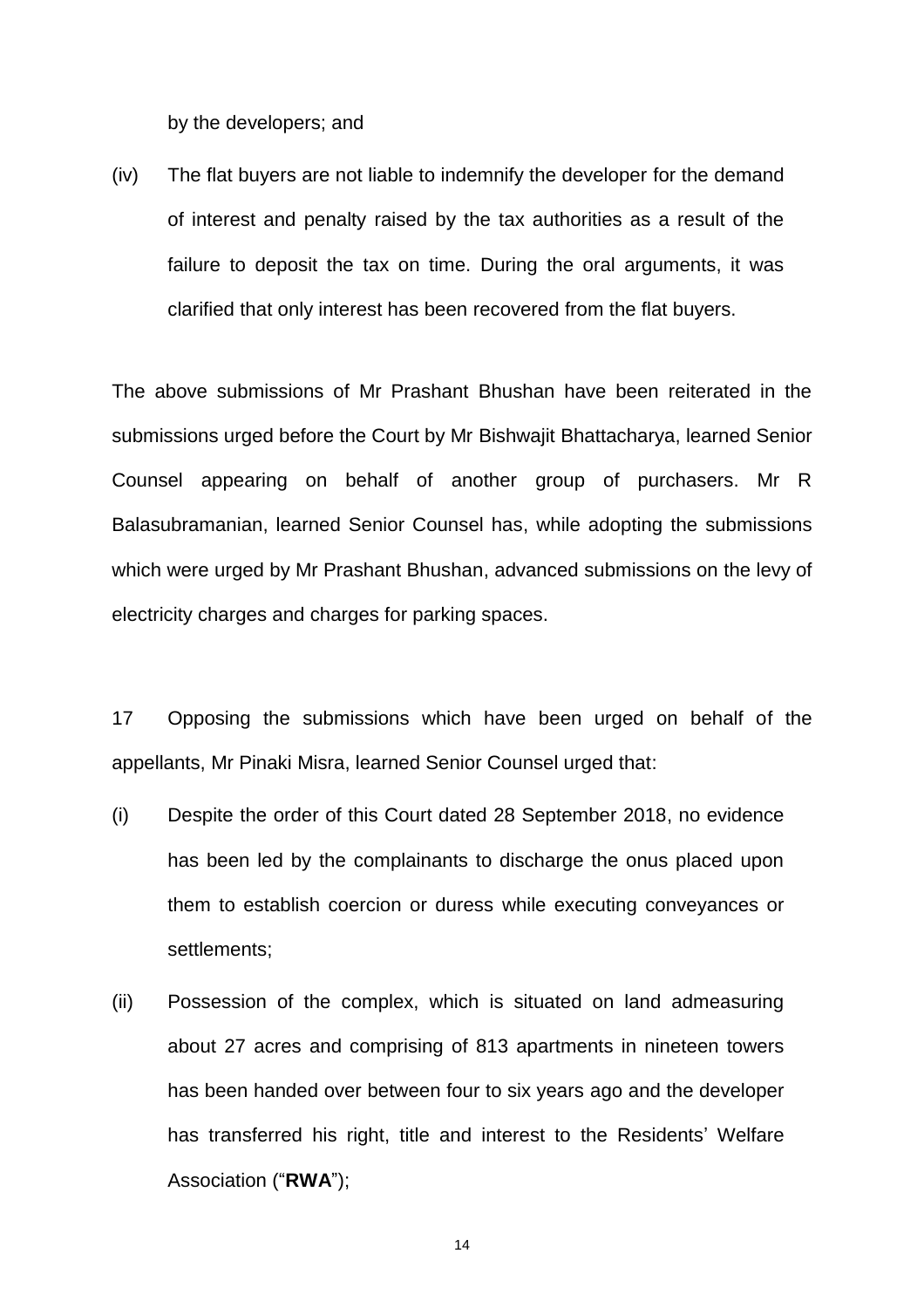by the developers; and

(iv) The flat buyers are not liable to indemnify the developer for the demand of interest and penalty raised by the tax authorities as a result of the failure to deposit the tax on time. During the oral arguments, it was clarified that only interest has been recovered from the flat buyers.

The above submissions of Mr Prashant Bhushan have been reiterated in the submissions urged before the Court by Mr Bishwajit Bhattacharya, learned Senior Counsel appearing on behalf of another group of purchasers. Mr R Balasubramanian, learned Senior Counsel has, while adopting the submissions which were urged by Mr Prashant Bhushan, advanced submissions on the levy of electricity charges and charges for parking spaces.

17 Opposing the submissions which have been urged on behalf of the appellants, Mr Pinaki Misra, learned Senior Counsel urged that:

(i) Despite the order of this Court dated 28 September 2018, no evidence has been led by the complainants to discharge the onus placed upon them to establish coercion or duress while executing conveyances or settlements;

(ii) Possession of the complex, which is situated on land admeasuring about 27 acres and comprising of 813 apartments in nineteen towers has been handed over between four to six years ago and the developer has transferred his right, title and interest to the Residents' Welfare Association ("**RWA**");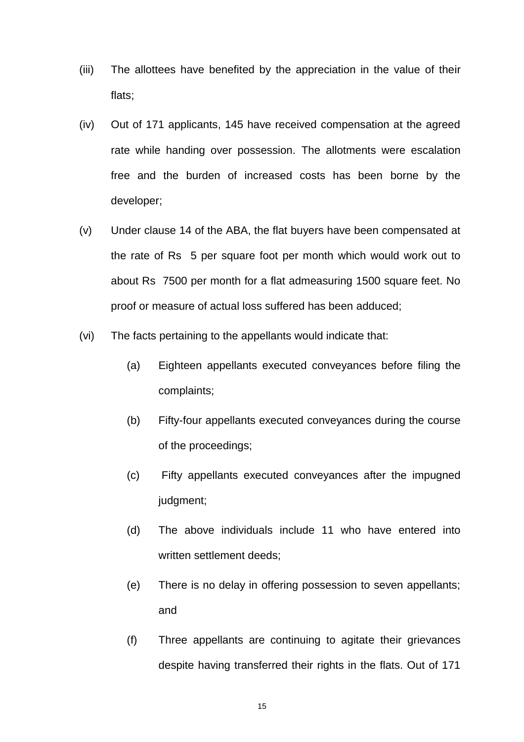(iii) The allottees have benefited by the appreciation in the value of their flats;

(iv) Out of 171 applicants, 145 have received compensation at the agreed rate while handing over possession. The allotments were escalation free and the burden of increased costs has been borne by the developer;

(v) Under clause 14 of the ABA, the flat buyers have been compensated at the rate of Rs 5 per square foot per month which would work out to about Rs 7500 per month for a flat admeasuring 1500 square feet. No proof or measure of actual loss suffered has been adduced;

(vi) The facts pertaining to the appellants would indicate that:

  (a) Eighteen appellants executed conveyances before filing the complaints;

  (b) Fifty-four appellants executed conveyances during the course of the proceedings;

  (c) Fifty appellants executed conveyances after the impugned judgment;

  (d) The above individuals include 11 who have entered into written settlement deeds;

  (e) There is no delay in offering possession to seven appellants; and

  (f) Three appellants are continuing to agitate their grievances despite having transferred their rights in the flats. Out of 171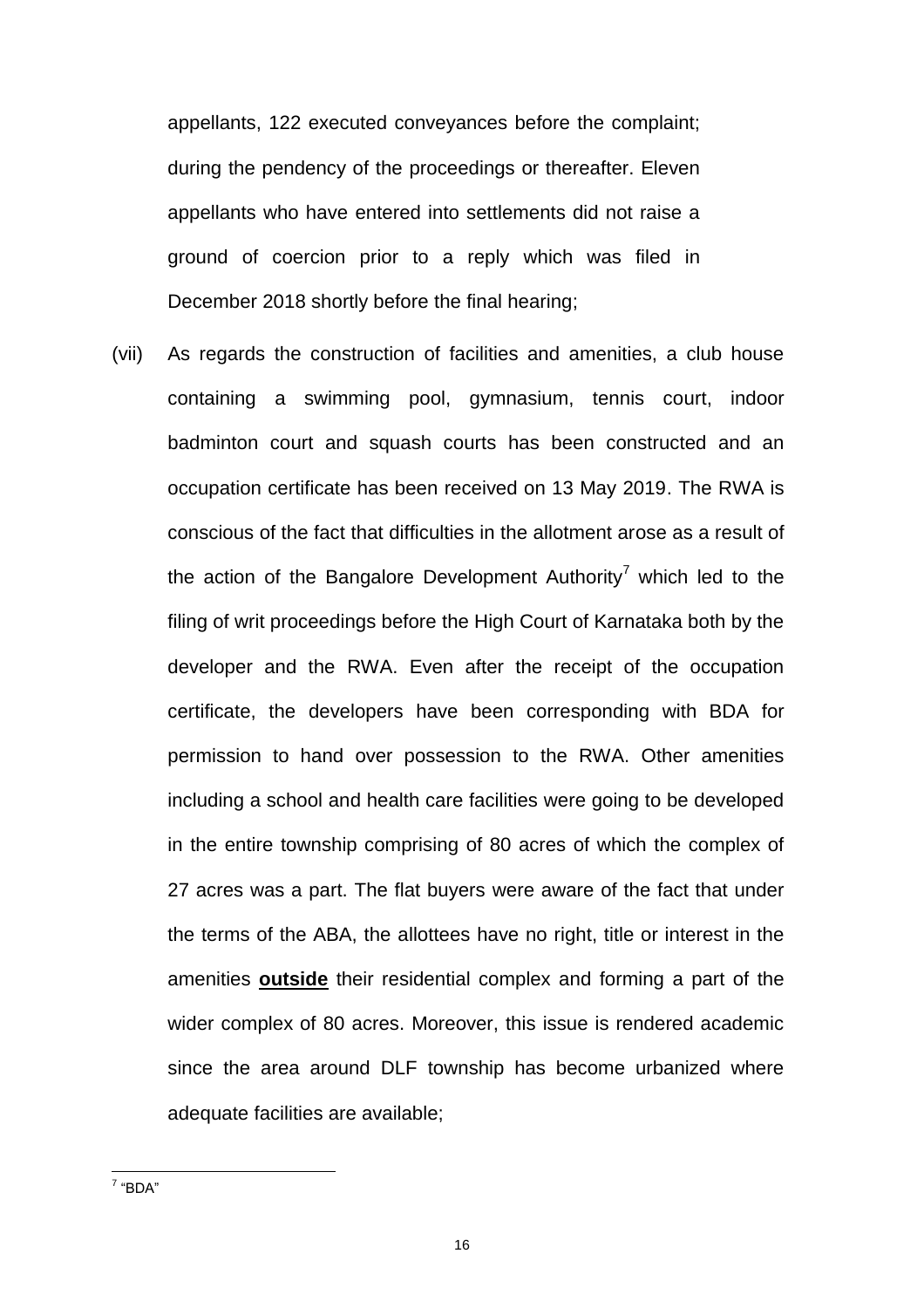appellants, 122 executed conveyances before the complaint; during the pendency of the proceedings or thereafter. Eleven appellants who have entered into settlements did not raise a ground of coercion prior to a reply which was filed in December 2018 shortly before the final hearing;

(vii) As regards the construction of facilities and amenities, a club house containing a swimming pool, gymnasium, tennis court, indoor badminton court and squash courts has been constructed and an occupation certificate has been received on 13 May 2019. The RWA is conscious of the fact that difficulties in the allotment arose as a result of the action of the Bangalore Development Authority[7] which led to the filing of writ proceedings before the High Court of Karnataka both by the developer and the RWA. Even after the receipt of the occupation certificate, the developers have been corresponding with BDA for permission to hand over possession to the RWA. Other amenities including a school and health care facilities were going to be developed in the entire township comprising of 80 acres of which the complex of 27 acres was a part. The flat buyers were aware of the fact that under the terms of the ABA, the allottees have no right, title or interest in the amenities **outside** their residential complex and forming a part of the wider complex of 80 acres. Moreover, this issue is rendered academic since the area around DLF township has become urbanized where adequate facilities are available;

[7] "BDA"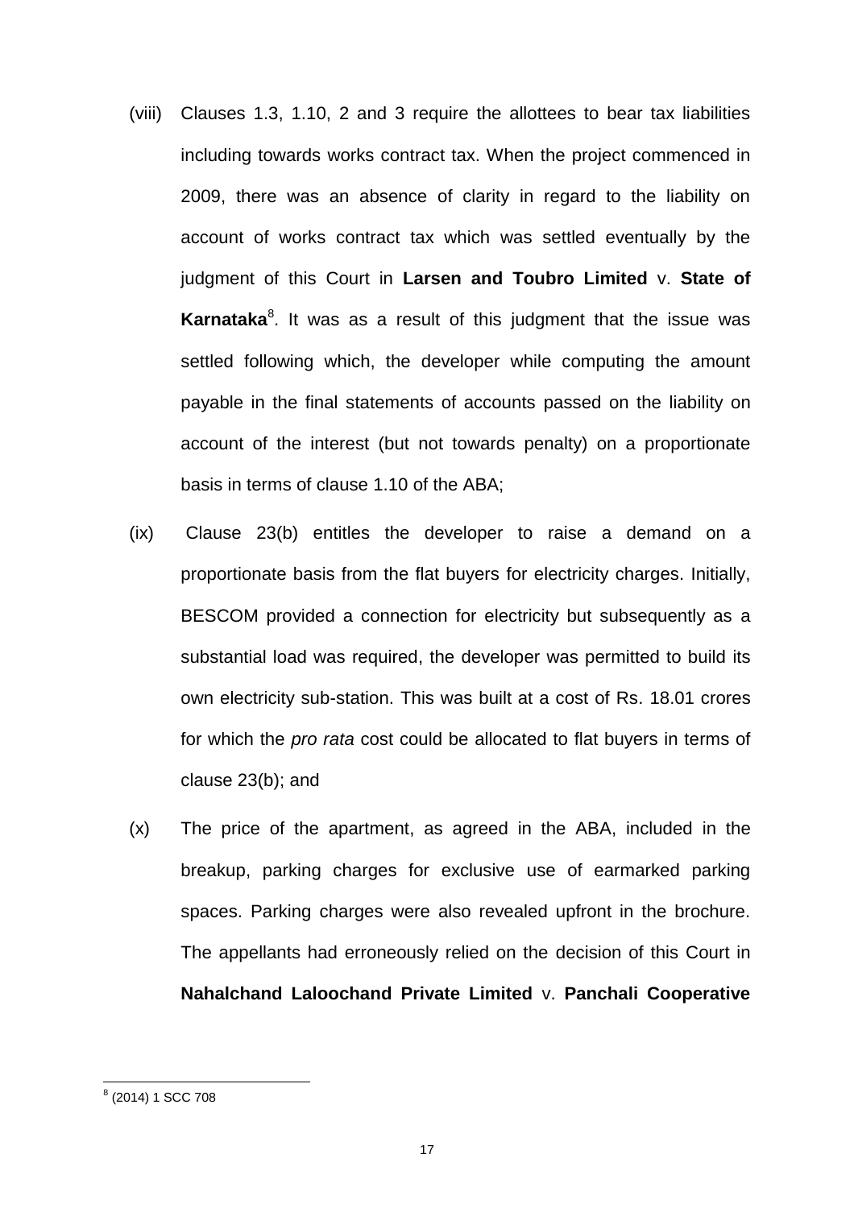(viii) Clauses 1.3, 1.10, 2 and 3 require the allottees to bear tax liabilities including towards works contract tax. When the project commenced in 2009, there was an absence of clarity in regard to the liability on account of works contract tax which was settled eventually by the judgment of this Court in **Larsen and Toubro Limited** v. **State of Karnataka**[8]. It was as a result of this judgment that the issue was settled following which, the developer while computing the amount payable in the final statements of accounts passed on the liability on account of the interest (but not towards penalty) on a proportionate basis in terms of clause 1.10 of the ABA;

(ix) Clause 23(b) entitles the developer to raise a demand on a proportionate basis from the flat buyers for electricity charges. Initially, BESCOM provided a connection for electricity but subsequently as a substantial load was required, the developer was permitted to build its own electricity sub-station. This was built at a cost of Rs. 18.01 crores for which the *pro rata* cost could be allocated to flat buyers in terms of clause 23(b); and

(x) The price of the apartment, as agreed in the ABA, included in the breakup, parking charges for exclusive use of earmarked parking spaces. Parking charges were also revealed upfront in the brochure. The appellants had erroneously relied on the decision of this Court in **Nahalchand Laloochand Private Limited** v. **Panchali Cooperative**

---

[8] (2014) 1 SCC 708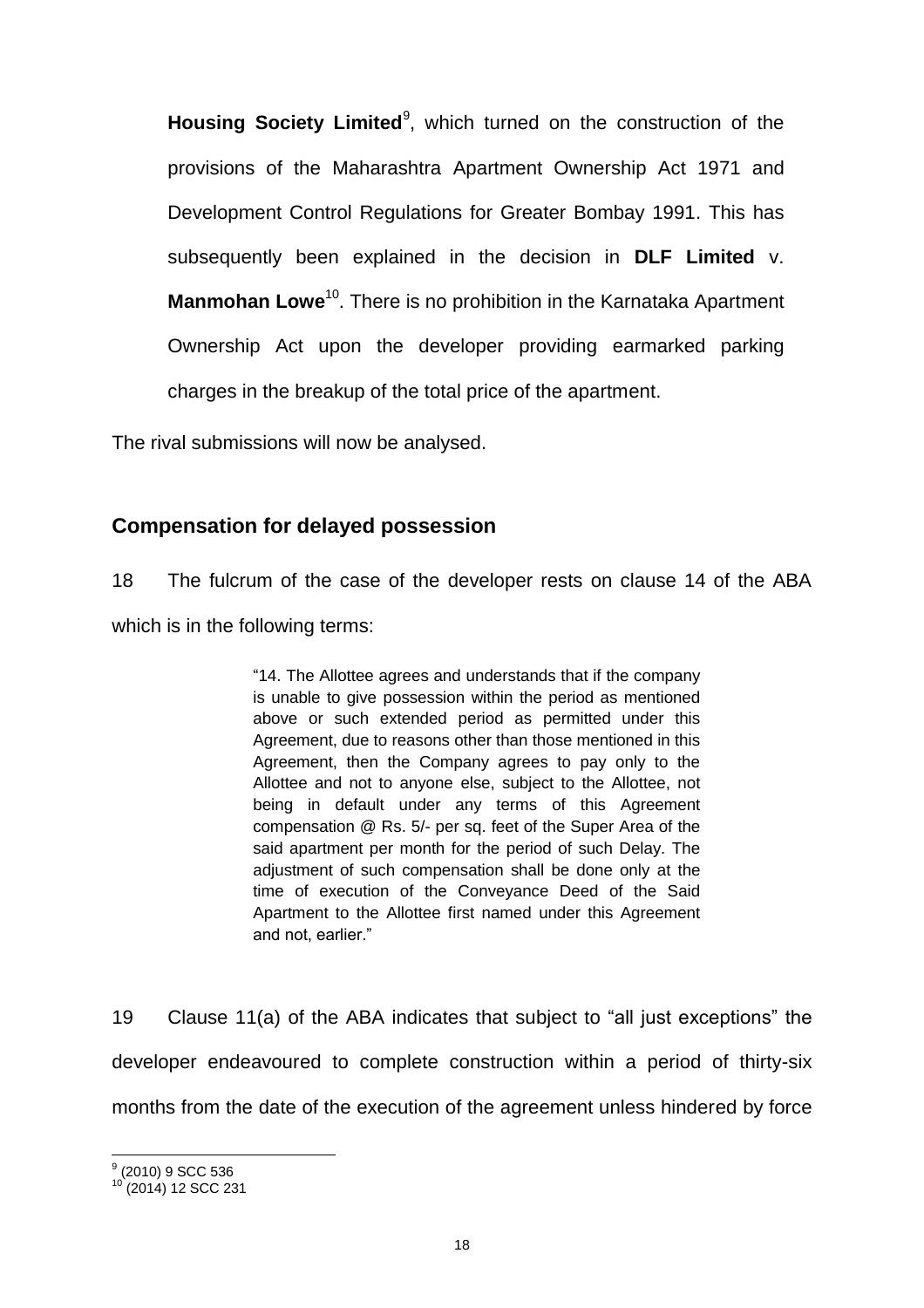**Housing Society Limited**[9], which turned on the construction of the provisions of the Maharashtra Apartment Ownership Act 1971 and Development Control Regulations for Greater Bombay 1991. This has subsequently been explained in the decision in **DLF Limited** v. **Manmohan Lowe**[10]. There is no prohibition in the Karnataka Apartment Ownership Act upon the developer providing earmarked parking charges in the breakup of the total price of the apartment.

The rival submissions will now be analysed.

## Compensation for delayed possession

18 The fulcrum of the case of the developer rests on clause 14 of the ABA which is in the following terms:

> "14. The Allottee agrees and understands that if the company is unable to give possession within the period as mentioned above or such extended period as permitted under this Agreement, due to reasons other than those mentioned in this Agreement, then the Company agrees to pay only to the Allottee and not to anyone else, subject to the Allottee, not being in default under any terms of this Agreement compensation @ Rs. 5/- per sq. feet of the Super Area of the said apartment per month for the period of such Delay. The adjustment of such compensation shall be done only at the time of execution of the Conveyance Deed of the Said Apartment to the Allottee first named under this Agreement and not, earlier."

19 Clause 11(a) of the ABA indicates that subject to "all just exceptions" the developer endeavoured to complete construction within a period of thirty-six months from the date of the execution of the agreement unless hindered by force

---

[9] (2010) 9 SCC 536

[10] (2014) 12 SCC 231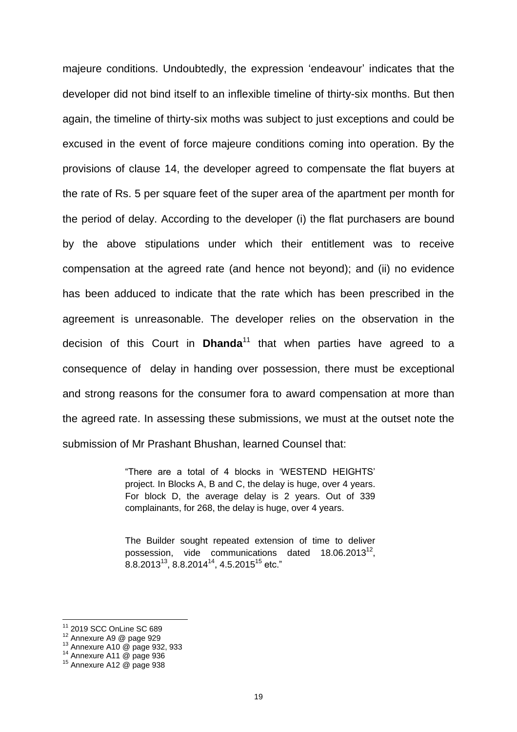majeure conditions. Undoubtedly, the expression 'endeavour' indicates that the developer did not bind itself to an inflexible timeline of thirty-six months. But then again, the timeline of thirty-six moths was subject to just exceptions and could be excused in the event of force majeure conditions coming into operation. By the provisions of clause 14, the developer agreed to compensate the flat buyers at the rate of Rs. 5 per square feet of the super area of the apartment per month for the period of delay. According to the developer (i) the flat purchasers are bound by the above stipulations under which their entitlement was to receive compensation at the agreed rate (and hence not beyond); and (ii) no evidence has been adduced to indicate that the rate which has been prescribed in the agreement is unreasonable. The developer relies on the observation in the decision of this Court in **Dhanda**[11] that when parties have agreed to a consequence of delay in handing over possession, there must be exceptional and strong reasons for the consumer fora to award compensation at more than the agreed rate. In assessing these submissions, we must at the outset note the submission of Mr Prashant Bhushan, learned Counsel that:

> "There are a total of 4 blocks in 'WESTEND HEIGHTS' project. In Blocks A, B and C, the delay is huge, over 4 years. For block D, the average delay is 2 years. Out of 339 complainants, for 268, the delay is huge, over 4 years.
>
> The Builder sought repeated extension of time to deliver possession, vide communications dated 18.06.2013[12], 8.8.2013[13], 8.8.2014[14], 4.5.2015[15] etc."

---

[11] 2019 SCC OnLine SC 689

[12] Annexure A9 @ page 929

[13] Annexure A10 @ page 932, 933

[14] Annexure A11 @ page 936

[15] Annexure A12 @ page 938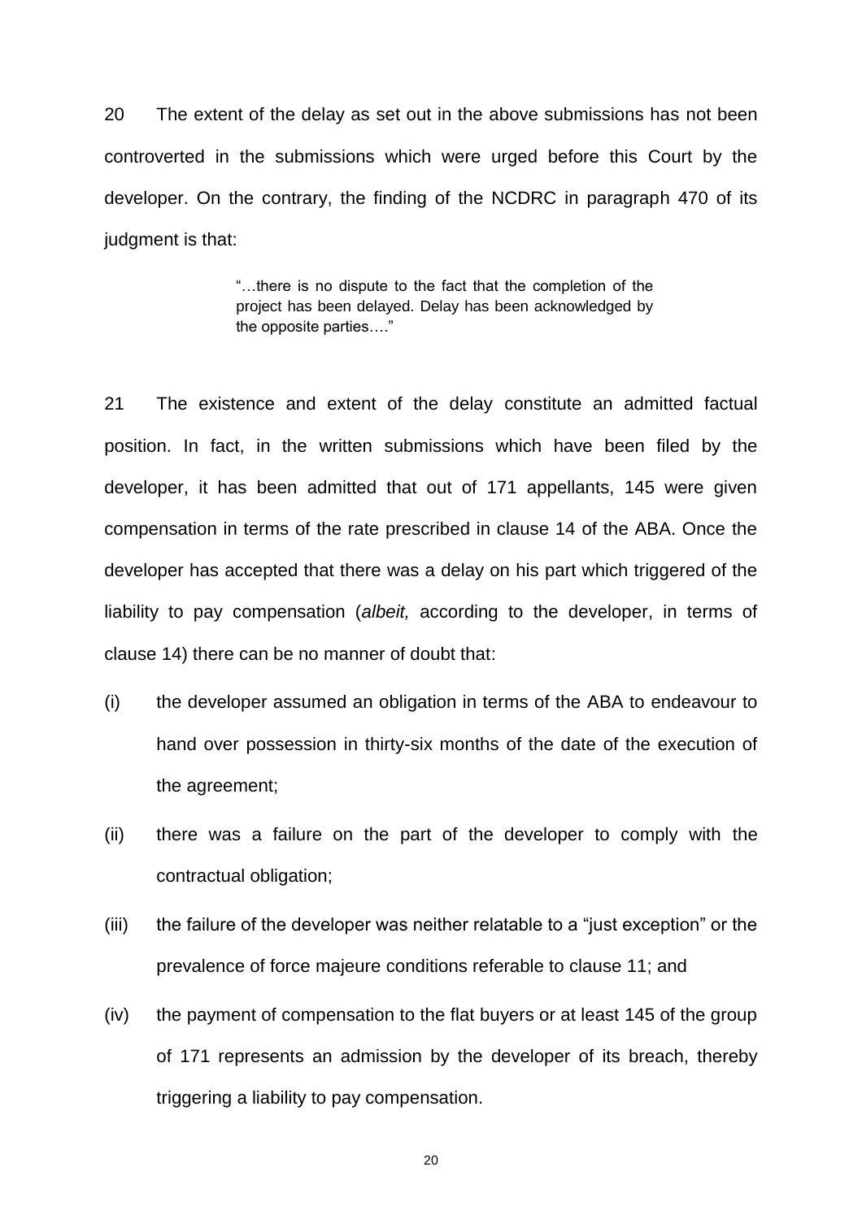20 The extent of the delay as set out in the above submissions has not been controverted in the submissions which were urged before this Court by the developer. On the contrary, the finding of the NCDRC in paragraph 470 of its judgment is that:

> "…there is no dispute to the fact that the completion of the project has been delayed. Delay has been acknowledged by the opposite parties…."

21 The existence and extent of the delay constitute an admitted factual position. In fact, in the written submissions which have been filed by the developer, it has been admitted that out of 171 appellants, 145 were given compensation in terms of the rate prescribed in clause 14 of the ABA. Once the developer has accepted that there was a delay on his part which triggered of the liability to pay compensation (*albeit,* according to the developer, in terms of clause 14) there can be no manner of doubt that:

(i) the developer assumed an obligation in terms of the ABA to endeavour to hand over possession in thirty-six months of the date of the execution of the agreement;

(ii) there was a failure on the part of the developer to comply with the contractual obligation;

(iii) the failure of the developer was neither relatable to a "just exception" or the prevalence of force majeure conditions referable to clause 11; and

(iv) the payment of compensation to the flat buyers or at least 145 of the group of 171 represents an admission by the developer of its breach, thereby triggering a liability to pay compensation.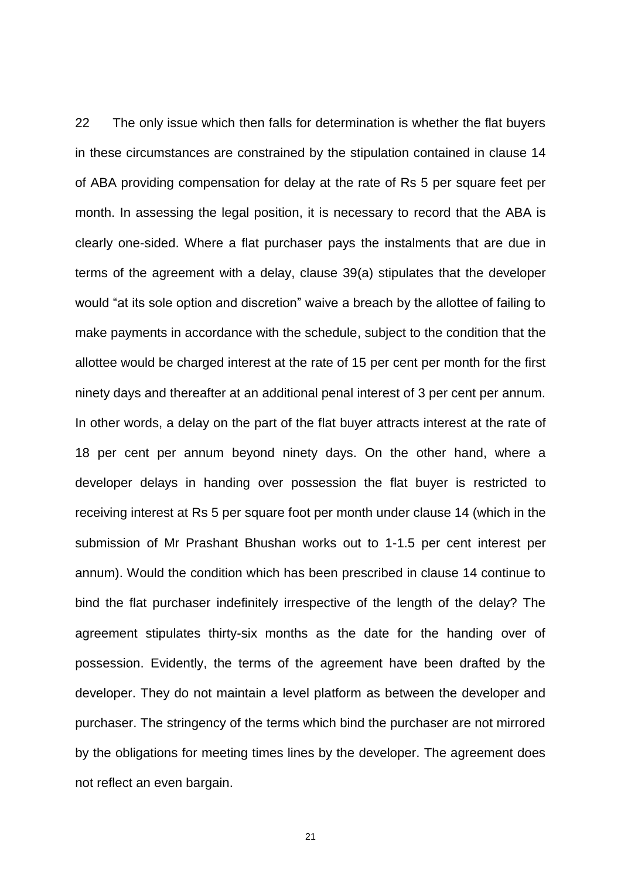22 The only issue which then falls for determination is whether the flat buyers in these circumstances are constrained by the stipulation contained in clause 14 of ABA providing compensation for delay at the rate of Rs 5 per square feet per month. In assessing the legal position, it is necessary to record that the ABA is clearly one-sided. Where a flat purchaser pays the instalments that are due in terms of the agreement with a delay, clause 39(a) stipulates that the developer would "at its sole option and discretion" waive a breach by the allottee of failing to make payments in accordance with the schedule, subject to the condition that the allottee would be charged interest at the rate of 15 per cent per month for the first ninety days and thereafter at an additional penal interest of 3 per cent per annum. In other words, a delay on the part of the flat buyer attracts interest at the rate of 18 per cent per annum beyond ninety days. On the other hand, where a developer delays in handing over possession the flat buyer is restricted to receiving interest at Rs 5 per square foot per month under clause 14 (which in the submission of Mr Prashant Bhushan works out to 1-1.5 per cent interest per annum). Would the condition which has been prescribed in clause 14 continue to bind the flat purchaser indefinitely irrespective of the length of the delay? The agreement stipulates thirty-six months as the date for the handing over of possession. Evidently, the terms of the agreement have been drafted by the developer. They do not maintain a level platform as between the developer and purchaser. The stringency of the terms which bind the purchaser are not mirrored by the obligations for meeting times lines by the developer. The agreement does not reflect an even bargain.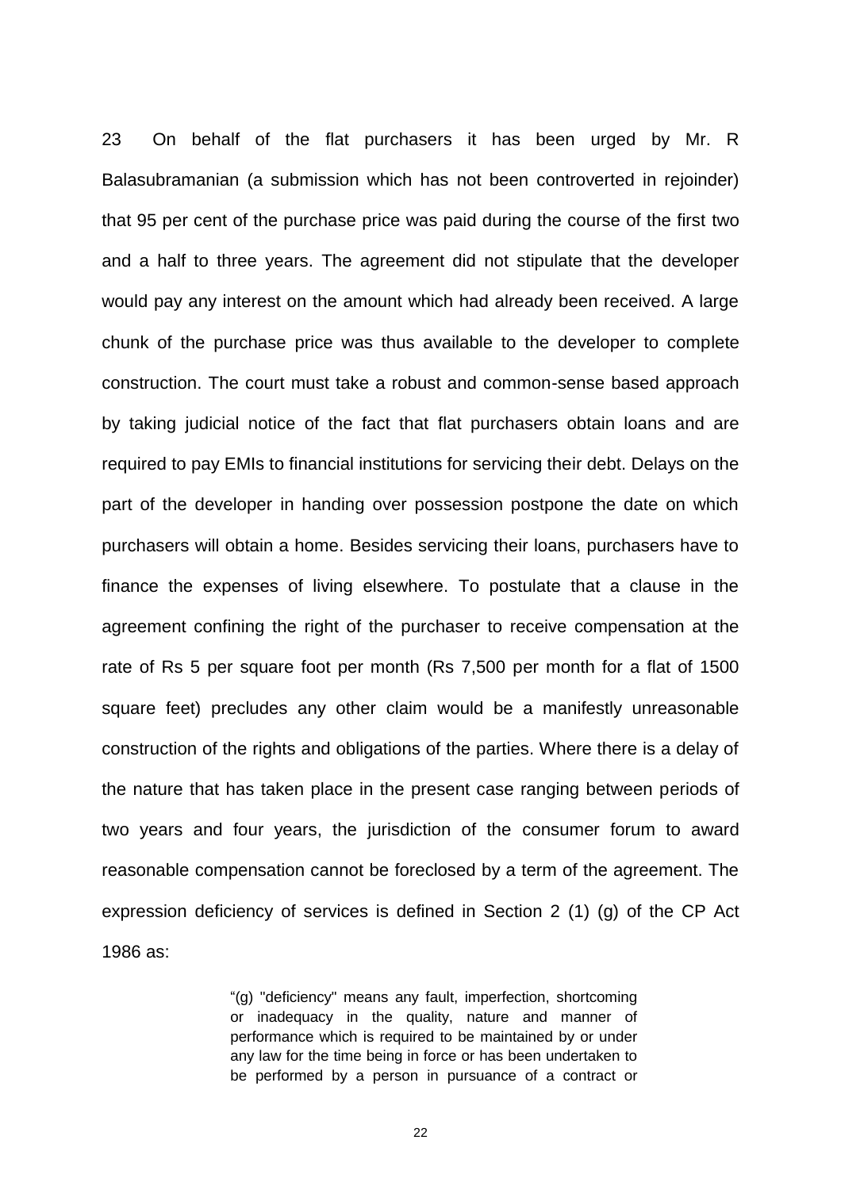23 On behalf of the flat purchasers it has been urged by Mr. R Balasubramanian (a submission which has not been controverted in rejoinder) that 95 per cent of the purchase price was paid during the course of the first two and a half to three years. The agreement did not stipulate that the developer would pay any interest on the amount which had already been received. A large chunk of the purchase price was thus available to the developer to complete construction. The court must take a robust and common-sense based approach by taking judicial notice of the fact that flat purchasers obtain loans and are required to pay EMIs to financial institutions for servicing their debt. Delays on the part of the developer in handing over possession postpone the date on which purchasers will obtain a home. Besides servicing their loans, purchasers have to finance the expenses of living elsewhere. To postulate that a clause in the agreement confining the right of the purchaser to receive compensation at the rate of Rs 5 per square foot per month (Rs 7,500 per month for a flat of 1500 square feet) precludes any other claim would be a manifestly unreasonable construction of the rights and obligations of the parties. Where there is a delay of the nature that has taken place in the present case ranging between periods of two years and four years, the jurisdiction of the consumer forum to award reasonable compensation cannot be foreclosed by a term of the agreement. The expression deficiency of services is defined in Section 2 (1) (g) of the CP Act 1986 as:

> "(g) "deficiency" means any fault, imperfection, shortcoming or inadequacy in the quality, nature and manner of performance which is required to be maintained by or under any law for the time being in force or has been undertaken to be performed by a person in pursuance of a contract or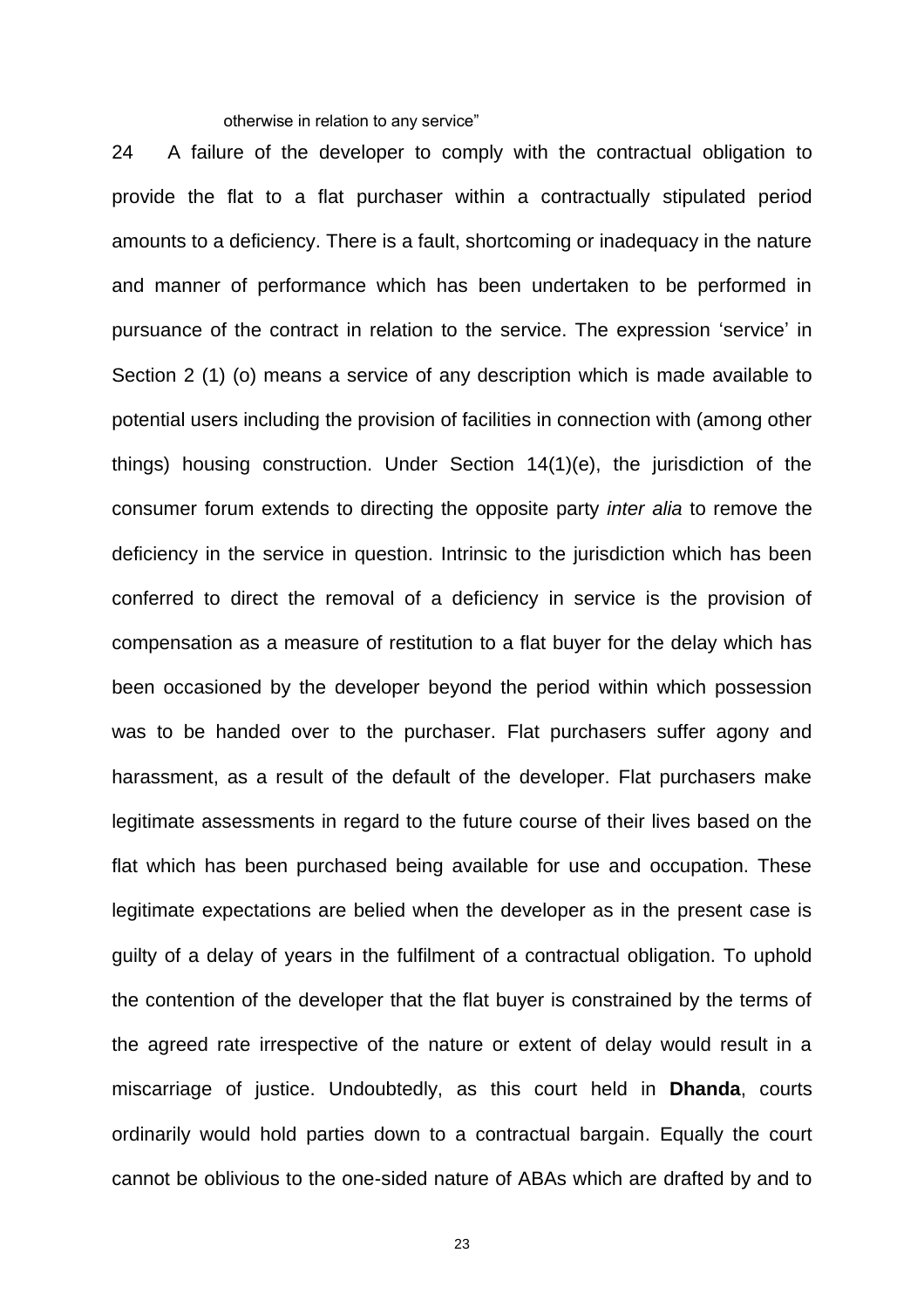otherwise in relation to any service"

24 A failure of the developer to comply with the contractual obligation to provide the flat to a flat purchaser within a contractually stipulated period amounts to a deficiency. There is a fault, shortcoming or inadequacy in the nature and manner of performance which has been undertaken to be performed in pursuance of the contract in relation to the service. The expression 'service' in Section 2 (1) (o) means a service of any description which is made available to potential users including the provision of facilities in connection with (among other things) housing construction. Under Section 14(1)(e), the jurisdiction of the consumer forum extends to directing the opposite party *inter alia* to remove the deficiency in the service in question. Intrinsic to the jurisdiction which has been conferred to direct the removal of a deficiency in service is the provision of compensation as a measure of restitution to a flat buyer for the delay which has been occasioned by the developer beyond the period within which possession was to be handed over to the purchaser. Flat purchasers suffer agony and harassment, as a result of the default of the developer. Flat purchasers make legitimate assessments in regard to the future course of their lives based on the flat which has been purchased being available for use and occupation. These legitimate expectations are belied when the developer as in the present case is guilty of a delay of years in the fulfilment of a contractual obligation. To uphold the contention of the developer that the flat buyer is constrained by the terms of the agreed rate irrespective of the nature or extent of delay would result in a miscarriage of justice. Undoubtedly, as this court held in **Dhanda**, courts ordinarily would hold parties down to a contractual bargain. Equally the court cannot be oblivious to the one-sided nature of ABAs which are drafted by and to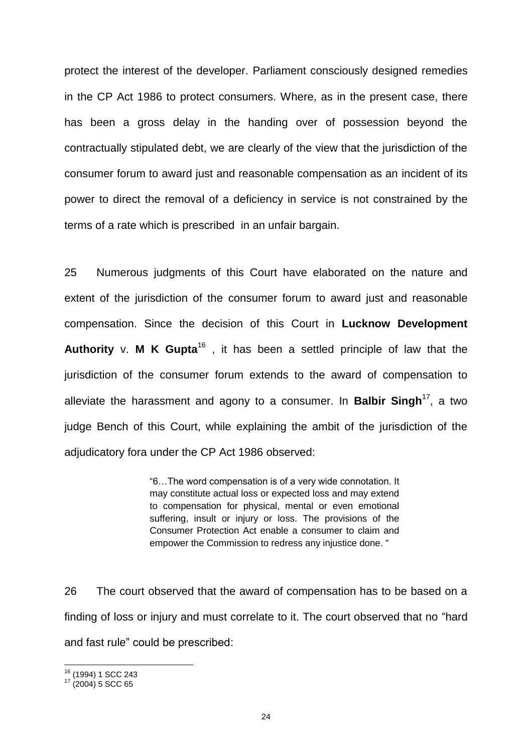protect the interest of the developer. Parliament consciously designed remedies in the CP Act 1986 to protect consumers. Where, as in the present case, there has been a gross delay in the handing over of possession beyond the contractually stipulated debt, we are clearly of the view that the jurisdiction of the consumer forum to award just and reasonable compensation as an incident of its power to direct the removal of a deficiency in service is not constrained by the terms of a rate which is prescribed in an unfair bargain.

25 Numerous judgments of this Court have elaborated on the nature and extent of the jurisdiction of the consumer forum to award just and reasonable compensation. Since the decision of this Court in **Lucknow Development Authority** v. **M K Gupta**[16] , it has been a settled principle of law that the jurisdiction of the consumer forum extends to the award of compensation to alleviate the harassment and agony to a consumer. In **Balbir Singh**[17], a two judge Bench of this Court, while explaining the ambit of the jurisdiction of the adjudicatory fora under the CP Act 1986 observed:

> "6…The word compensation is of a very wide connotation. It may constitute actual loss or expected loss and may extend to compensation for physical, mental or even emotional suffering, insult or injury or loss. The provisions of the Consumer Protection Act enable a consumer to claim and empower the Commission to redress any injustice done. "

26 The court observed that the award of compensation has to be based on a finding of loss or injury and must correlate to it. The court observed that no "hard and fast rule" could be prescribed:

---

[16] (1994) 1 SCC 243

[17] (2004) 5 SCC 65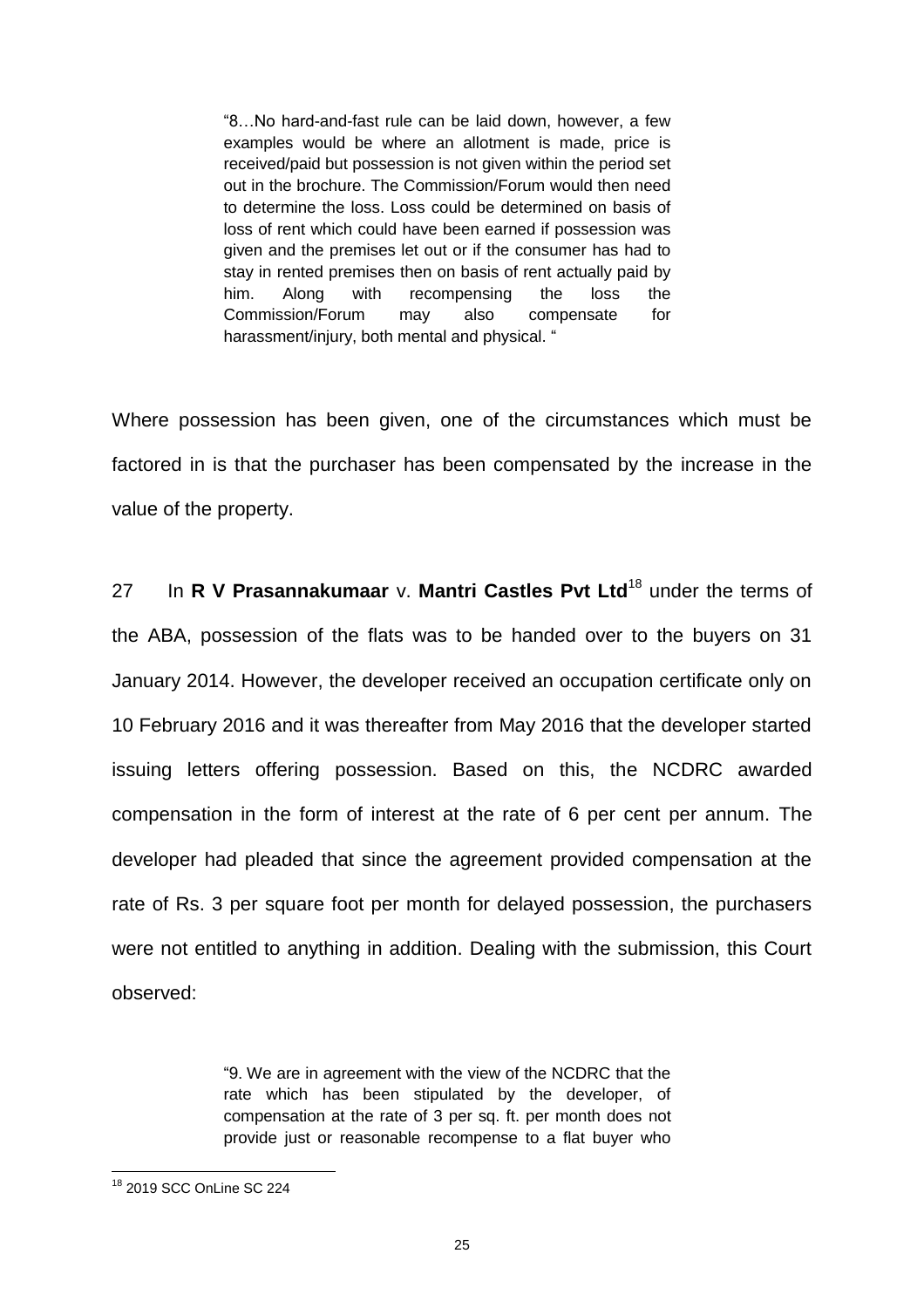> "8…No hard-and-fast rule can be laid down, however, a few examples would be where an allotment is made, price is received/paid but possession is not given within the period set out in the brochure. The Commission/Forum would then need to determine the loss. Loss could be determined on basis of loss of rent which could have been earned if possession was given and the premises let out or if the consumer has had to stay in rented premises then on basis of rent actually paid by him. Along with recompensing the loss the Commission/Forum may also compensate for harassment/injury, both mental and physical. "

Where possession has been given, one of the circumstances which must be factored in is that the purchaser has been compensated by the increase in the value of the property.

27 In **R V Prasannakumaar** v. **Mantri Castles Pvt Ltd**[18] under the terms of the ABA, possession of the flats was to be handed over to the buyers on 31 January 2014. However, the developer received an occupation certificate only on 10 February 2016 and it was thereafter from May 2016 that the developer started issuing letters offering possession. Based on this, the NCDRC awarded compensation in the form of interest at the rate of 6 per cent per annum. The developer had pleaded that since the agreement provided compensation at the rate of Rs. 3 per square foot per month for delayed possession, the purchasers were not entitled to anything in addition. Dealing with the submission, this Court observed:

> "9. We are in agreement with the view of the NCDRC that the rate which has been stipulated by the developer, of compensation at the rate of 3 per sq. ft. per month does not provide just or reasonable recompense to a flat buyer who

[18] 2019 SCC OnLine SC 224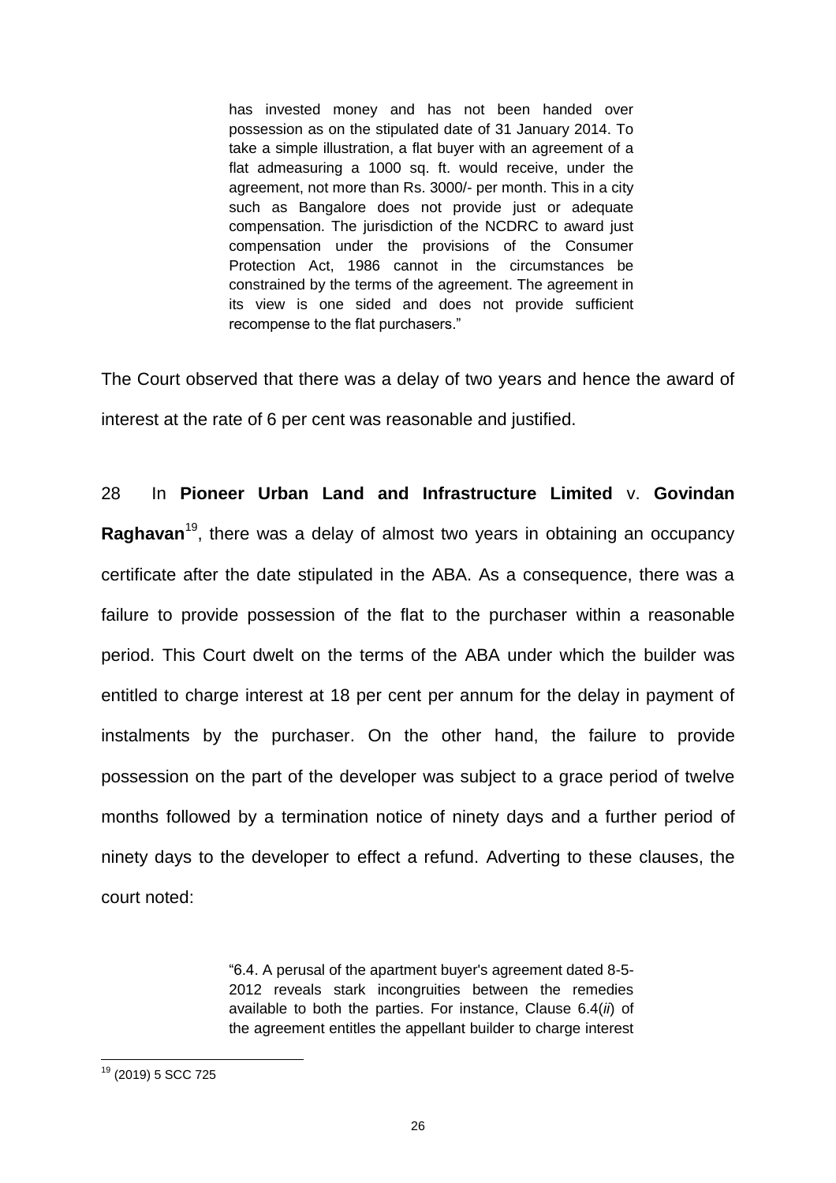> has invested money and has not been handed over possession as on the stipulated date of 31 January 2014. To take a simple illustration, a flat buyer with an agreement of a flat admeasuring a 1000 sq. ft. would receive, under the agreement, not more than Rs. 3000/- per month. This in a city such as Bangalore does not provide just or adequate compensation. The jurisdiction of the NCDRC to award just compensation under the provisions of the Consumer Protection Act, 1986 cannot in the circumstances be constrained by the terms of the agreement. The agreement in its view is one sided and does not provide sufficient recompense to the flat purchasers."

The Court observed that there was a delay of two years and hence the award of interest at the rate of 6 per cent was reasonable and justified.

28 In **Pioneer Urban Land and Infrastructure Limited** v. **Govindan Raghavan**[19], there was a delay of almost two years in obtaining an occupancy certificate after the date stipulated in the ABA. As a consequence, there was a failure to provide possession of the flat to the purchaser within a reasonable period. This Court dwelt on the terms of the ABA under which the builder was entitled to charge interest at 18 per cent per annum for the delay in payment of instalments by the purchaser. On the other hand, the failure to provide possession on the part of the developer was subject to a grace period of twelve months followed by a termination notice of ninety days and a further period of ninety days to the developer to effect a refund. Adverting to these clauses, the court noted:

> "6.4. A perusal of the apartment buyer's agreement dated 8-5-2012 reveals stark incongruities between the remedies available to both the parties. For instance, Clause 6.4(*ii*) of the agreement entitles the appellant builder to charge interest

[19] (2019) 5 SCC 725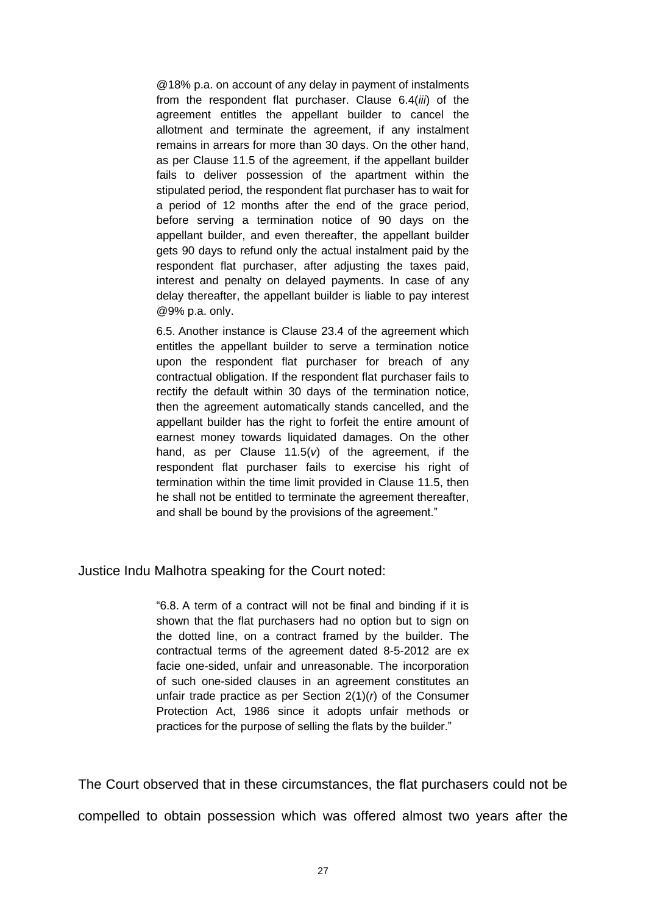> @18% p.a. on account of any delay in payment of instalments from the respondent flat purchaser. Clause 6.4(*iii*) of the agreement entitles the appellant builder to cancel the allotment and terminate the agreement, if any instalment remains in arrears for more than 30 days. On the other hand, as per Clause 11.5 of the agreement, if the appellant builder fails to deliver possession of the apartment within the stipulated period, the respondent flat purchaser has to wait for a period of 12 months after the end of the grace period, before serving a termination notice of 90 days on the appellant builder, and even thereafter, the appellant builder gets 90 days to refund only the actual instalment paid by the respondent flat purchaser, after adjusting the taxes paid, interest and penalty on delayed payments. In case of any delay thereafter, the appellant builder is liable to pay interest @9% p.a. only.
>
> 6.5. Another instance is Clause 23.4 of the agreement which entitles the appellant builder to serve a termination notice upon the respondent flat purchaser for breach of any contractual obligation. If the respondent flat purchaser fails to rectify the default within 30 days of the termination notice, then the agreement automatically stands cancelled, and the appellant builder has the right to forfeit the entire amount of earnest money towards liquidated damages. On the other hand, as per Clause 11.5(*v*) of the agreement, if the respondent flat purchaser fails to exercise his right of termination within the time limit provided in Clause 11.5, then he shall not be entitled to terminate the agreement thereafter, and shall be bound by the provisions of the agreement."

Justice Indu Malhotra speaking for the Court noted:

> "6.8. A term of a contract will not be final and binding if it is shown that the flat purchasers had no option but to sign on the dotted line, on a contract framed by the builder. The contractual terms of the agreement dated 8-5-2012 are ex facie one-sided, unfair and unreasonable. The incorporation of such one-sided clauses in an agreement constitutes an unfair trade practice as per Section 2(1)(*r*) of the Consumer Protection Act, 1986 since it adopts unfair methods or practices for the purpose of selling the flats by the builder."

The Court observed that in these circumstances, the flat purchasers could not be compelled to obtain possession which was offered almost two years after the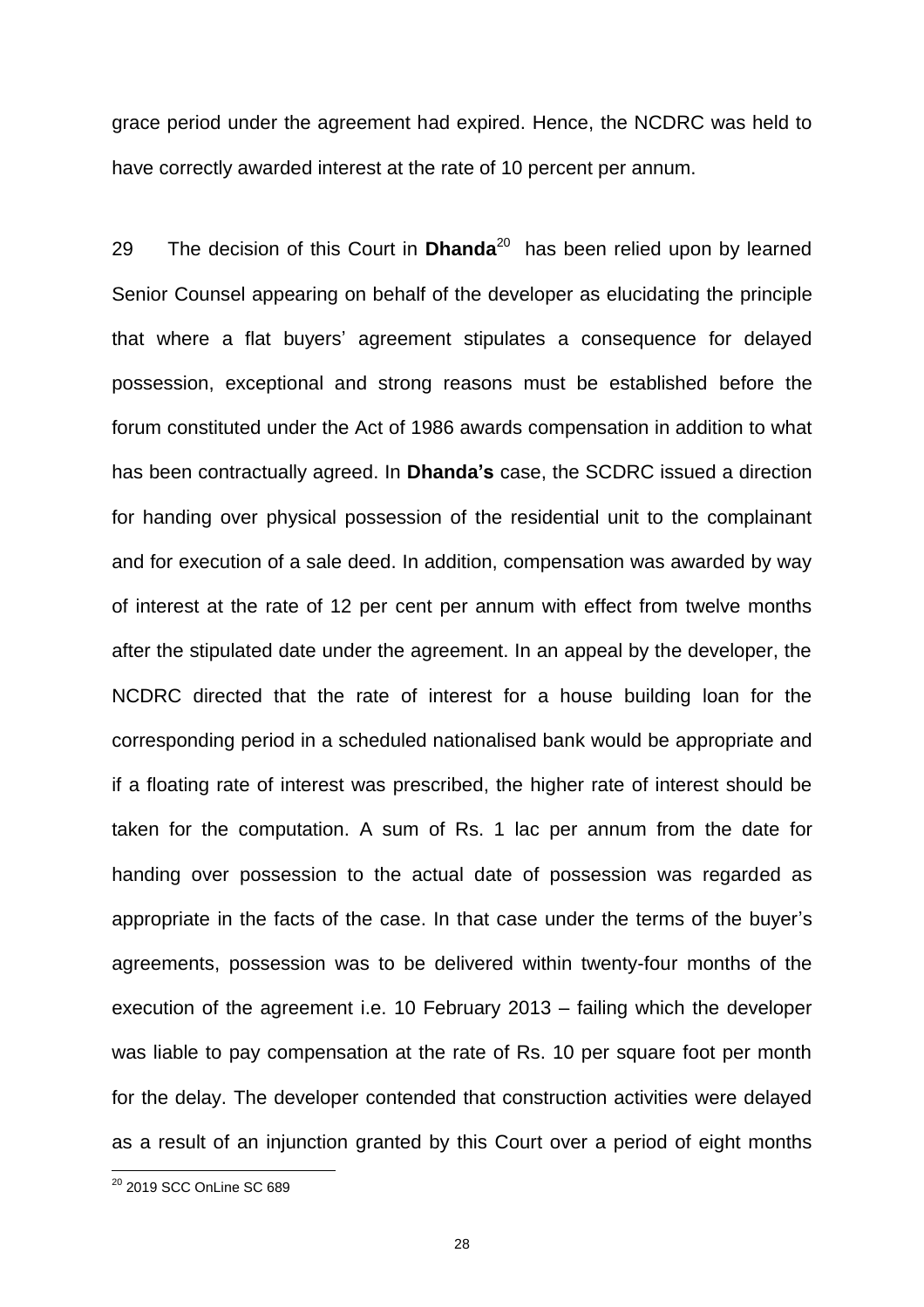grace period under the agreement had expired. Hence, the NCDRC was held to have correctly awarded interest at the rate of 10 percent per annum.

29 The decision of this Court in **Dhanda**[20] has been relied upon by learned Senior Counsel appearing on behalf of the developer as elucidating the principle that where a flat buyers' agreement stipulates a consequence for delayed possession, exceptional and strong reasons must be established before the forum constituted under the Act of 1986 awards compensation in addition to what has been contractually agreed. In **Dhanda's** case, the SCDRC issued a direction for handing over physical possession of the residential unit to the complainant and for execution of a sale deed. In addition, compensation was awarded by way of interest at the rate of 12 per cent per annum with effect from twelve months after the stipulated date under the agreement. In an appeal by the developer, the NCDRC directed that the rate of interest for a house building loan for the corresponding period in a scheduled nationalised bank would be appropriate and if a floating rate of interest was prescribed, the higher rate of interest should be taken for the computation. A sum of Rs. 1 lac per annum from the date for handing over possession to the actual date of possession was regarded as appropriate in the facts of the case. In that case under the terms of the buyer's agreements, possession was to be delivered within twenty-four months of the execution of the agreement i.e. 10 February 2013 – failing which the developer was liable to pay compensation at the rate of Rs. 10 per square foot per month for the delay. The developer contended that construction activities were delayed as a result of an injunction granted by this Court over a period of eight months

[20] 2019 SCC OnLine SC 689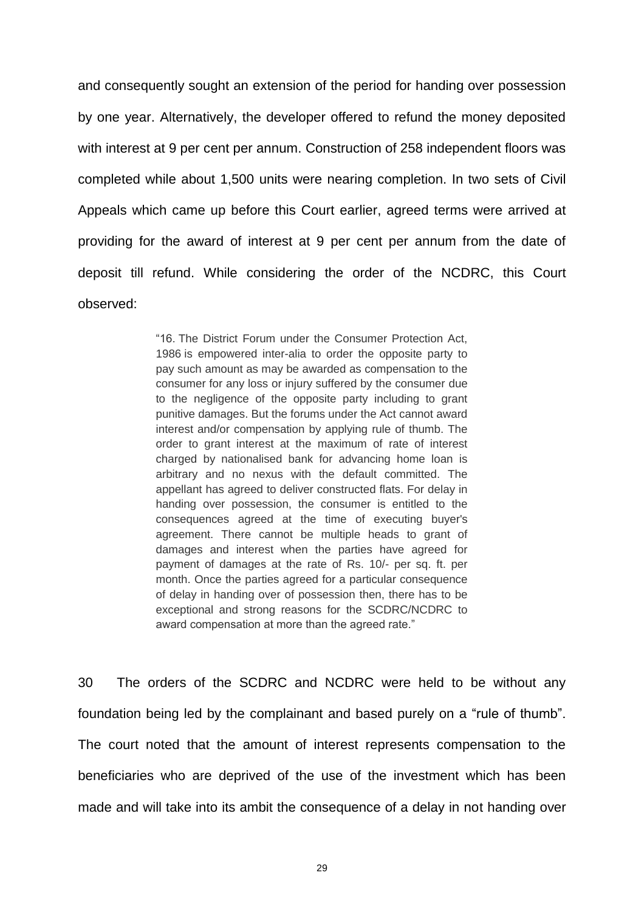and consequently sought an extension of the period for handing over possession by one year. Alternatively, the developer offered to refund the money deposited with interest at 9 per cent per annum. Construction of 258 independent floors was completed while about 1,500 units were nearing completion. In two sets of Civil Appeals which came up before this Court earlier, agreed terms were arrived at providing for the award of interest at 9 per cent per annum from the date of deposit till refund. While considering the order of the NCDRC, this Court observed:

> "16. The District Forum under the Consumer Protection Act, 1986 is empowered inter-alia to order the opposite party to pay such amount as may be awarded as compensation to the consumer for any loss or injury suffered by the consumer due to the negligence of the opposite party including to grant punitive damages. But the forums under the Act cannot award interest and/or compensation by applying rule of thumb. The order to grant interest at the maximum of rate of interest charged by nationalised bank for advancing home loan is arbitrary and no nexus with the default committed. The appellant has agreed to deliver constructed flats. For delay in handing over possession, the consumer is entitled to the consequences agreed at the time of executing buyer's agreement. There cannot be multiple heads to grant of damages and interest when the parties have agreed for payment of damages at the rate of Rs. 10/- per sq. ft. per month. Once the parties agreed for a particular consequence of delay in handing over of possession then, there has to be exceptional and strong reasons for the SCDRC/NCDRC to award compensation at more than the agreed rate."

30 The orders of the SCDRC and NCDRC were held to be without any foundation being led by the complainant and based purely on a "rule of thumb". The court noted that the amount of interest represents compensation to the beneficiaries who are deprived of the use of the investment which has been made and will take into its ambit the consequence of a delay in not handing over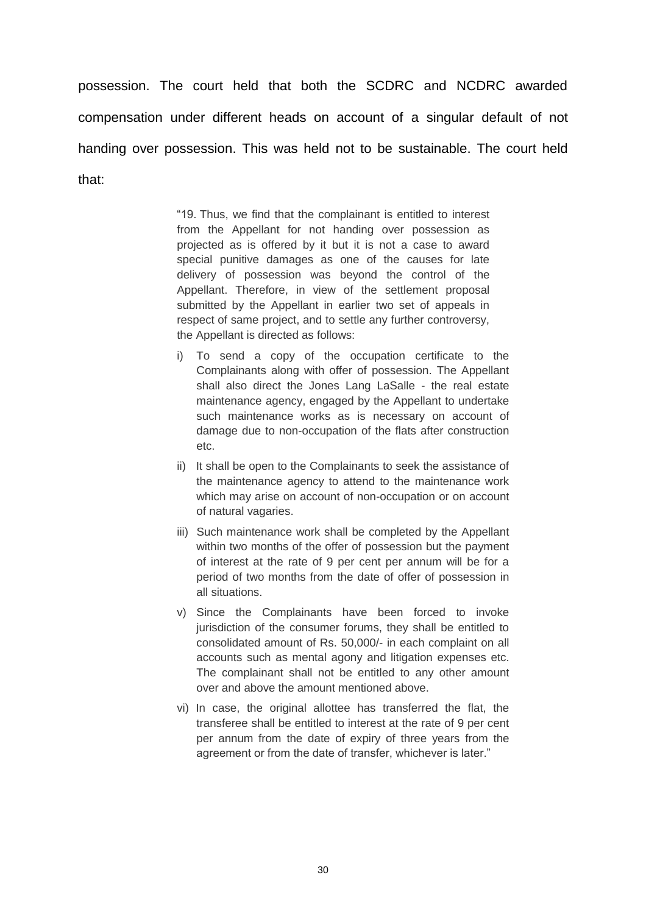possession. The court held that both the SCDRC and NCDRC awarded compensation under different heads on account of a singular default of not handing over possession. This was held not to be sustainable. The court held that:

> "19. Thus, we find that the complainant is entitled to interest from the Appellant for not handing over possession as projected as is offered by it but it is not a case to award special punitive damages as one of the causes for late delivery of possession was beyond the control of the Appellant. Therefore, in view of the settlement proposal submitted by the Appellant in earlier two set of appeals in respect of same project, and to settle any further controversy, the Appellant is directed as follows:
>
> i) To send a copy of the occupation certificate to the Complainants along with offer of possession. The Appellant shall also direct the Jones Lang LaSalle - the real estate maintenance agency, engaged by the Appellant to undertake such maintenance works as is necessary on account of damage due to non-occupation of the flats after construction etc.
>
> ii) It shall be open to the Complainants to seek the assistance of the maintenance agency to attend to the maintenance work which may arise on account of non-occupation or on account of natural vagaries.
>
> iii) Such maintenance work shall be completed by the Appellant within two months of the offer of possession but the payment of interest at the rate of 9 per cent per annum will be for a period of two months from the date of offer of possession in all situations.
>
> v) Since the Complainants have been forced to invoke jurisdiction of the consumer forums, they shall be entitled to consolidated amount of Rs. 50,000/- in each complaint on all accounts such as mental agony and litigation expenses etc. The complainant shall not be entitled to any other amount over and above the amount mentioned above.
>
> vi) In case, the original allottee has transferred the flat, the transferee shall be entitled to interest at the rate of 9 per cent per annum from the date of expiry of three years from the agreement or from the date of transfer, whichever is later."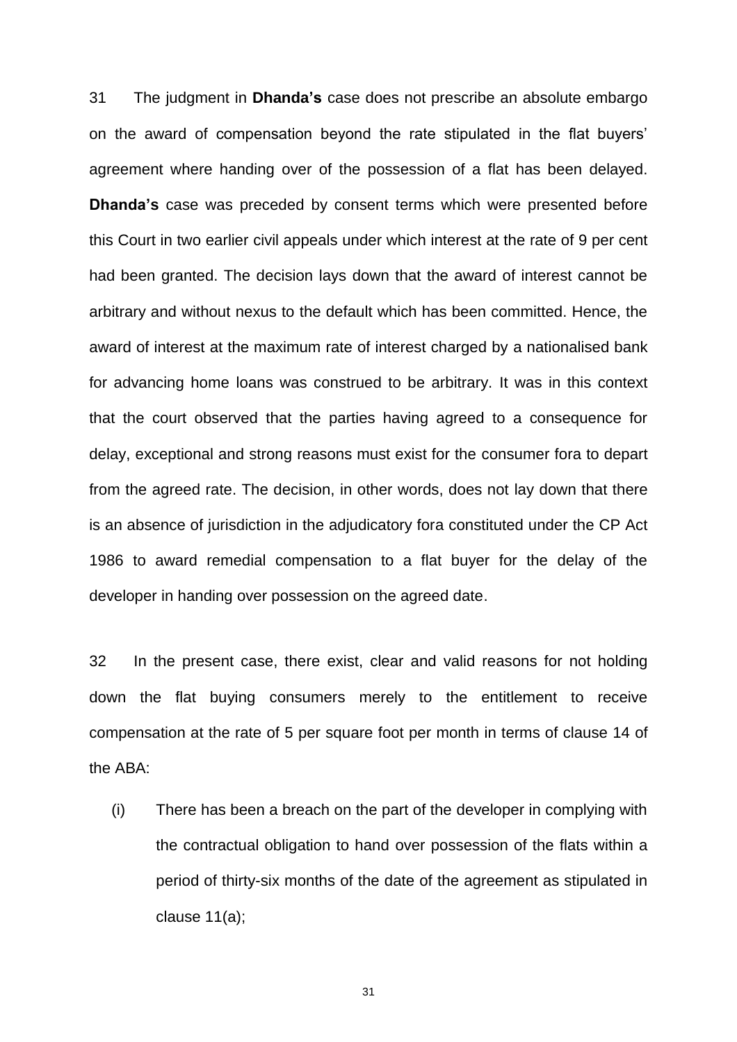31 The judgment in **Dhanda's** case does not prescribe an absolute embargo on the award of compensation beyond the rate stipulated in the flat buyers' agreement where handing over of the possession of a flat has been delayed. **Dhanda's** case was preceded by consent terms which were presented before this Court in two earlier civil appeals under which interest at the rate of 9 per cent had been granted. The decision lays down that the award of interest cannot be arbitrary and without nexus to the default which has been committed. Hence, the award of interest at the maximum rate of interest charged by a nationalised bank for advancing home loans was construed to be arbitrary. It was in this context that the court observed that the parties having agreed to a consequence for delay, exceptional and strong reasons must exist for the consumer fora to depart from the agreed rate. The decision, in other words, does not lay down that there is an absence of jurisdiction in the adjudicatory fora constituted under the CP Act 1986 to award remedial compensation to a flat buyer for the delay of the developer in handing over possession on the agreed date.

32 In the present case, there exist, clear and valid reasons for not holding down the flat buying consumers merely to the entitlement to receive compensation at the rate of 5 per square foot per month in terms of clause 14 of the ABA:

(i) There has been a breach on the part of the developer in complying with the contractual obligation to hand over possession of the flats within a period of thirty-six months of the date of the agreement as stipulated in clause 11(a);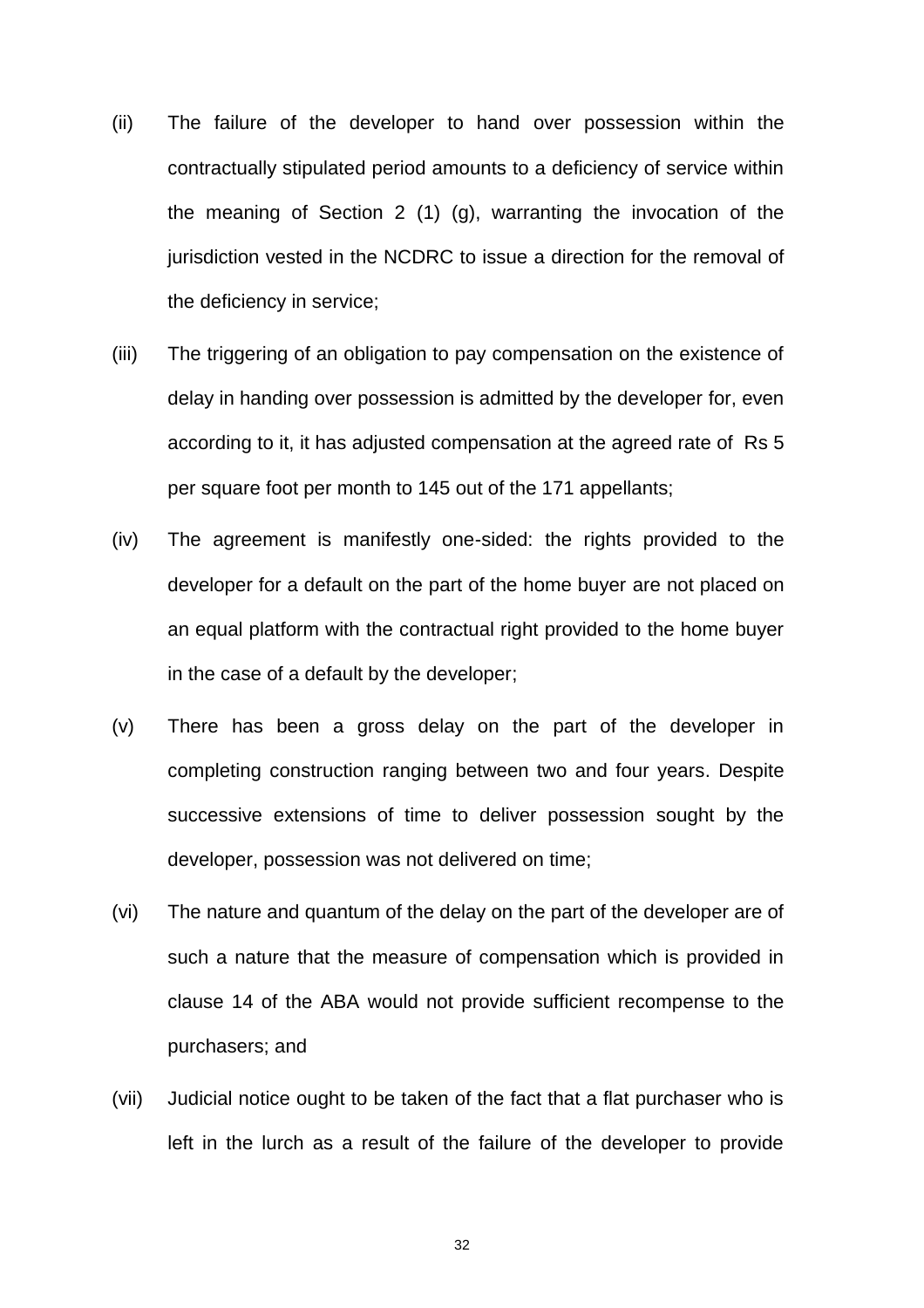(ii) The failure of the developer to hand over possession within the contractually stipulated period amounts to a deficiency of service within the meaning of Section 2 (1) (g), warranting the invocation of the jurisdiction vested in the NCDRC to issue a direction for the removal of the deficiency in service;

(iii) The triggering of an obligation to pay compensation on the existence of delay in handing over possession is admitted by the developer for, even according to it, it has adjusted compensation at the agreed rate of Rs 5 per square foot per month to 145 out of the 171 appellants;

(iv) The agreement is manifestly one-sided: the rights provided to the developer for a default on the part of the home buyer are not placed on an equal platform with the contractual right provided to the home buyer in the case of a default by the developer;

(v) There has been a gross delay on the part of the developer in completing construction ranging between two and four years. Despite successive extensions of time to deliver possession sought by the developer, possession was not delivered on time;

(vi) The nature and quantum of the delay on the part of the developer are of such a nature that the measure of compensation which is provided in clause 14 of the ABA would not provide sufficient recompense to the purchasers; and

(vii) Judicial notice ought to be taken of the fact that a flat purchaser who is left in the lurch as a result of the failure of the developer to provide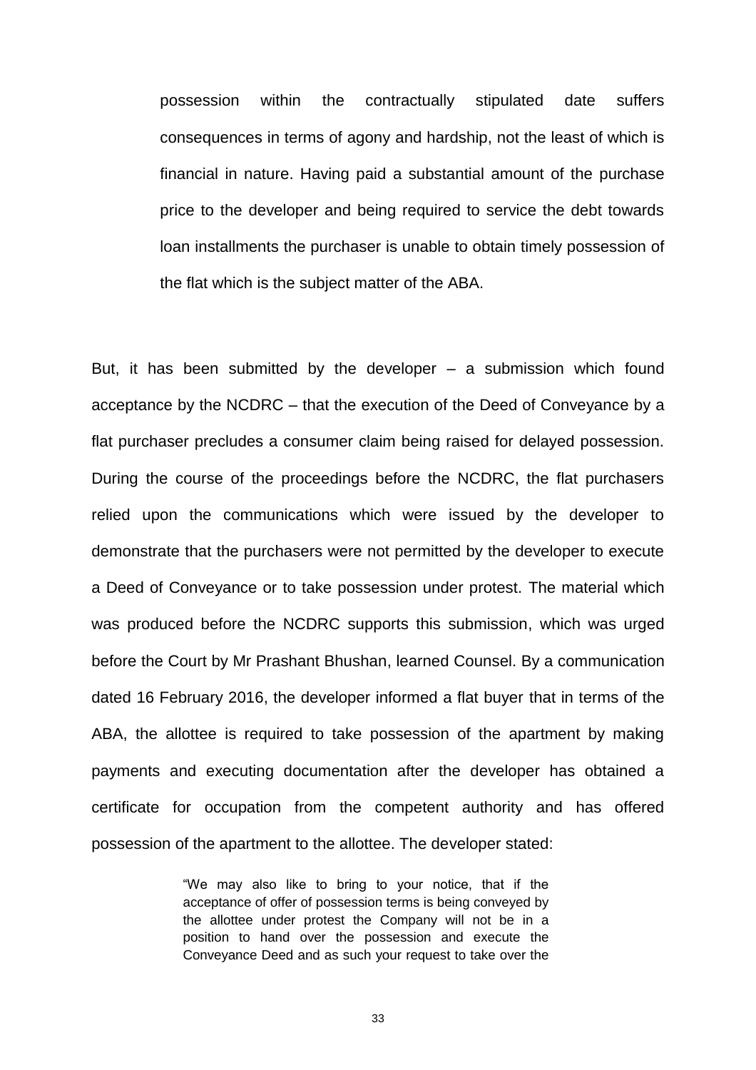> possession within the contractually stipulated date suffers consequences in terms of agony and hardship, not the least of which is financial in nature. Having paid a substantial amount of the purchase price to the developer and being required to service the debt towards loan installments the purchaser is unable to obtain timely possession of the flat which is the subject matter of the ABA.

But, it has been submitted by the developer – a submission which found acceptance by the NCDRC – that the execution of the Deed of Conveyance by a flat purchaser precludes a consumer claim being raised for delayed possession. During the course of the proceedings before the NCDRC, the flat purchasers relied upon the communications which were issued by the developer to demonstrate that the purchasers were not permitted by the developer to execute a Deed of Conveyance or to take possession under protest. The material which was produced before the NCDRC supports this submission, which was urged before the Court by Mr Prashant Bhushan, learned Counsel. By a communication dated 16 February 2016, the developer informed a flat buyer that in terms of the ABA, the allottee is required to take possession of the apartment by making payments and executing documentation after the developer has obtained a certificate for occupation from the competent authority and has offered possession of the apartment to the allottee. The developer stated:

> "We may also like to bring to your notice, that if the acceptance of offer of possession terms is being conveyed by the allottee under protest the Company will not be in a position to hand over the possession and execute the Conveyance Deed and as such your request to take over the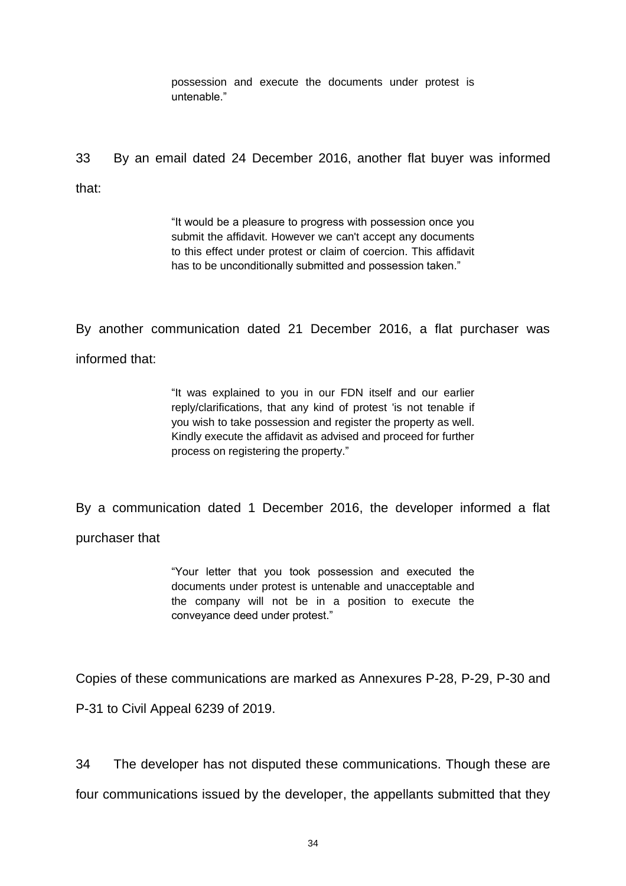> possession and execute the documents under protest is untenable."

33 By an email dated 24 December 2016, another flat buyer was informed that:

> "It would be a pleasure to progress with possession once you submit the affidavit. However we can't accept any documents to this effect under protest or claim of coercion. This affidavit has to be unconditionally submitted and possession taken."

By another communication dated 21 December 2016, a flat purchaser was informed that:

> "It was explained to you in our FDN itself and our earlier reply/clarifications, that any kind of protest 'is not tenable if you wish to take possession and register the property as well. Kindly execute the affidavit as advised and proceed for further process on registering the property."

By a communication dated 1 December 2016, the developer informed a flat purchaser that

> "Your letter that you took possession and executed the documents under protest is untenable and unacceptable and the company will not be in a position to execute the conveyance deed under protest."

Copies of these communications are marked as Annexures P-28, P-29, P-30 and P-31 to Civil Appeal 6239 of 2019.

34 The developer has not disputed these communications. Though these are four communications issued by the developer, the appellants submitted that they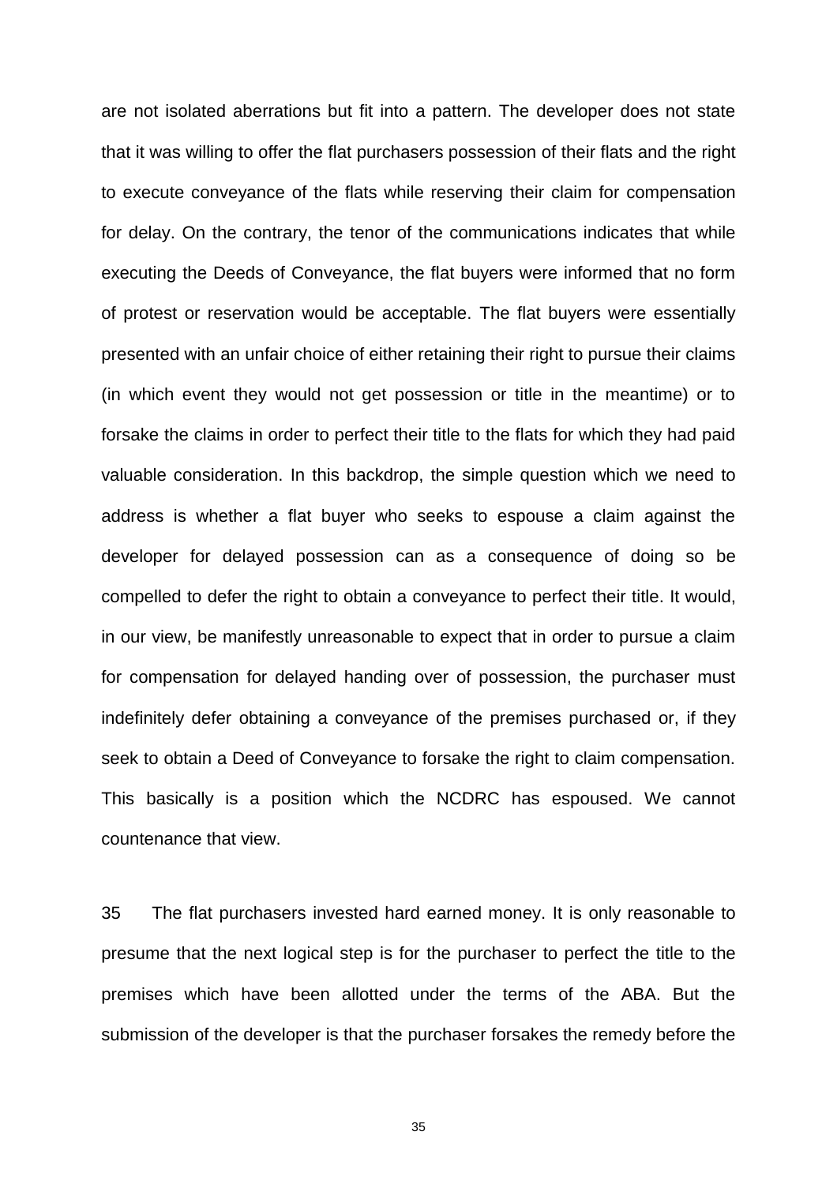are not isolated aberrations but fit into a pattern. The developer does not state that it was willing to offer the flat purchasers possession of their flats and the right to execute conveyance of the flats while reserving their claim for compensation for delay. On the contrary, the tenor of the communications indicates that while executing the Deeds of Conveyance, the flat buyers were informed that no form of protest or reservation would be acceptable. The flat buyers were essentially presented with an unfair choice of either retaining their right to pursue their claims (in which event they would not get possession or title in the meantime) or to forsake the claims in order to perfect their title to the flats for which they had paid valuable consideration. In this backdrop, the simple question which we need to address is whether a flat buyer who seeks to espouse a claim against the developer for delayed possession can as a consequence of doing so be compelled to defer the right to obtain a conveyance to perfect their title. It would, in our view, be manifestly unreasonable to expect that in order to pursue a claim for compensation for delayed handing over of possession, the purchaser must indefinitely defer obtaining a conveyance of the premises purchased or, if they seek to obtain a Deed of Conveyance to forsake the right to claim compensation. This basically is a position which the NCDRC has espoused. We cannot countenance that view.

35 The flat purchasers invested hard earned money. It is only reasonable to presume that the next logical step is for the purchaser to perfect the title to the premises which have been allotted under the terms of the ABA. But the submission of the developer is that the purchaser forsakes the remedy before the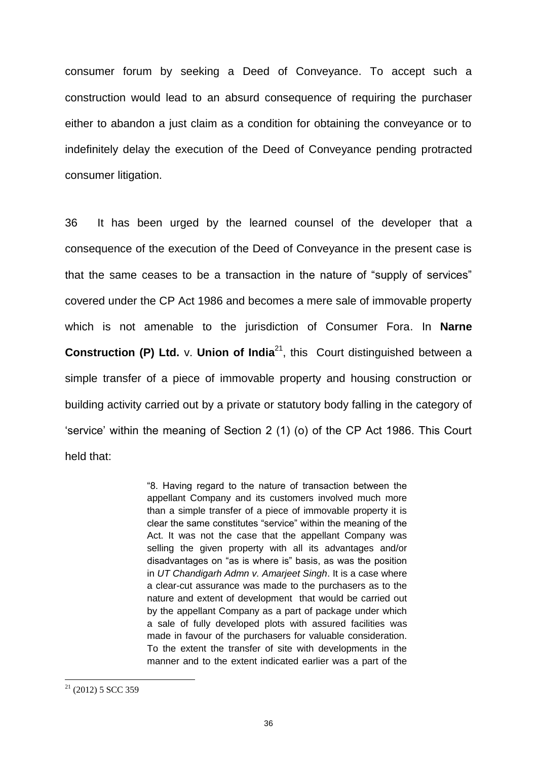consumer forum by seeking a Deed of Conveyance. To accept such a construction would lead to an absurd consequence of requiring the purchaser either to abandon a just claim as a condition for obtaining the conveyance or to indefinitely delay the execution of the Deed of Conveyance pending protracted consumer litigation.

36 It has been urged by the learned counsel of the developer that a consequence of the execution of the Deed of Conveyance in the present case is that the same ceases to be a transaction in the nature of "supply of services" covered under the CP Act 1986 and becomes a mere sale of immovable property which is not amenable to the jurisdiction of Consumer Fora. In **Narne Construction (P) Ltd.** v. **Union of India**[21], this Court distinguished between a simple transfer of a piece of immovable property and housing construction or building activity carried out by a private or statutory body falling in the category of 'service' within the meaning of Section 2 (1) (o) of the CP Act 1986. This Court held that:

> "8. Having regard to the nature of transaction between the appellant Company and its customers involved much more than a simple transfer of a piece of immovable property it is clear the same constitutes "service" within the meaning of the Act. It was not the case that the appellant Company was selling the given property with all its advantages and/or disadvantages on "as is where is" basis, as was the position in *UT Chandigarh Admn v. Amarjeet Singh*. It is a case where a clear-cut assurance was made to the purchasers as to the nature and extent of development that would be carried out by the appellant Company as a part of package under which a sale of fully developed plots with assured facilities was made in favour of the purchasers for valuable consideration. To the extent the transfer of site with developments in the manner and to the extent indicated earlier was a part of the

[21] (2012) 5 SCC 359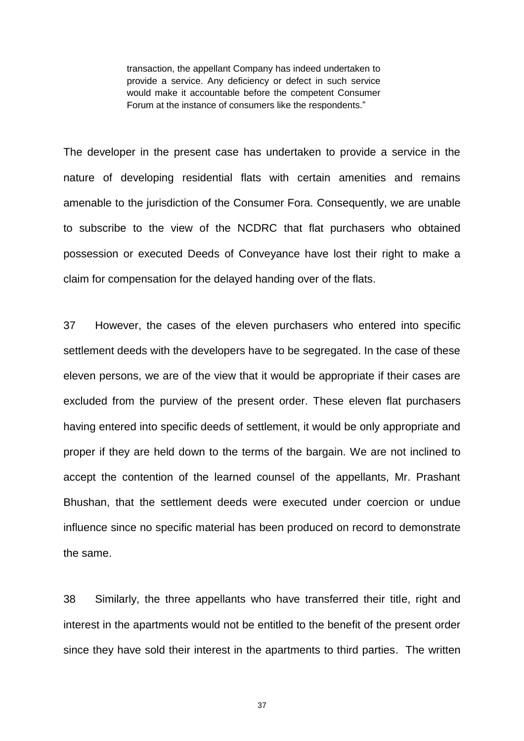> transaction, the appellant Company has indeed undertaken to provide a service. Any deficiency or defect in such service would make it accountable before the competent Consumer Forum at the instance of consumers like the respondents."

The developer in the present case has undertaken to provide a service in the nature of developing residential flats with certain amenities and remains amenable to the jurisdiction of the Consumer Fora. Consequently, we are unable to subscribe to the view of the NCDRC that flat purchasers who obtained possession or executed Deeds of Conveyance have lost their right to make a claim for compensation for the delayed handing over of the flats.

37 However, the cases of the eleven purchasers who entered into specific settlement deeds with the developers have to be segregated. In the case of these eleven persons, we are of the view that it would be appropriate if their cases are excluded from the purview of the present order. These eleven flat purchasers having entered into specific deeds of settlement, it would be only appropriate and proper if they are held down to the terms of the bargain. We are not inclined to accept the contention of the learned counsel of the appellants, Mr. Prashant Bhushan, that the settlement deeds were executed under coercion or undue influence since no specific material has been produced on record to demonstrate the same.

38 Similarly, the three appellants who have transferred their title, right and interest in the apartments would not be entitled to the benefit of the present order since they have sold their interest in the apartments to third parties. The written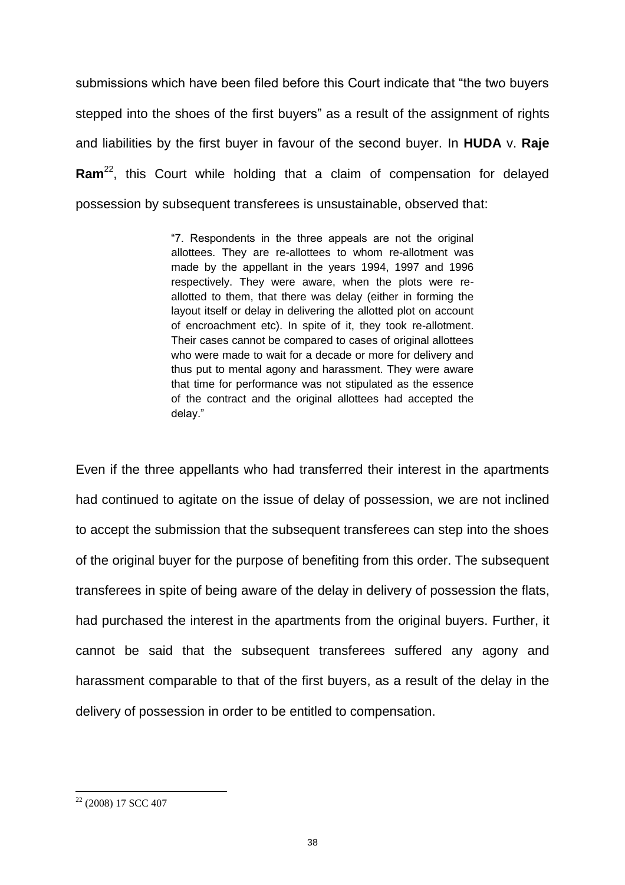submissions which have been filed before this Court indicate that "the two buyers stepped into the shoes of the first buyers" as a result of the assignment of rights and liabilities by the first buyer in favour of the second buyer. In **HUDA** v. **Raje Ram**[22], this Court while holding that a claim of compensation for delayed possession by subsequent transferees is unsustainable, observed that:

> "7. Respondents in the three appeals are not the original allottees. They are re-allottees to whom re-allotment was made by the appellant in the years 1994, 1997 and 1996 respectively. They were aware, when the plots were re-allotted to them, that there was delay (either in forming the layout itself or delay in delivering the allotted plot on account of encroachment etc). In spite of it, they took re-allotment. Their cases cannot be compared to cases of original allottees who were made to wait for a decade or more for delivery and thus put to mental agony and harassment. They were aware that time for performance was not stipulated as the essence of the contract and the original allottees had accepted the delay."

Even if the three appellants who had transferred their interest in the apartments had continued to agitate on the issue of delay of possession, we are not inclined to accept the submission that the subsequent transferees can step into the shoes of the original buyer for the purpose of benefiting from this order. The subsequent transferees in spite of being aware of the delay in delivery of possession the flats, had purchased the interest in the apartments from the original buyers. Further, it cannot be said that the subsequent transferees suffered any agony and harassment comparable to that of the first buyers, as a result of the delay in the delivery of possession in order to be entitled to compensation.

---

[22] (2008) 17 SCC 407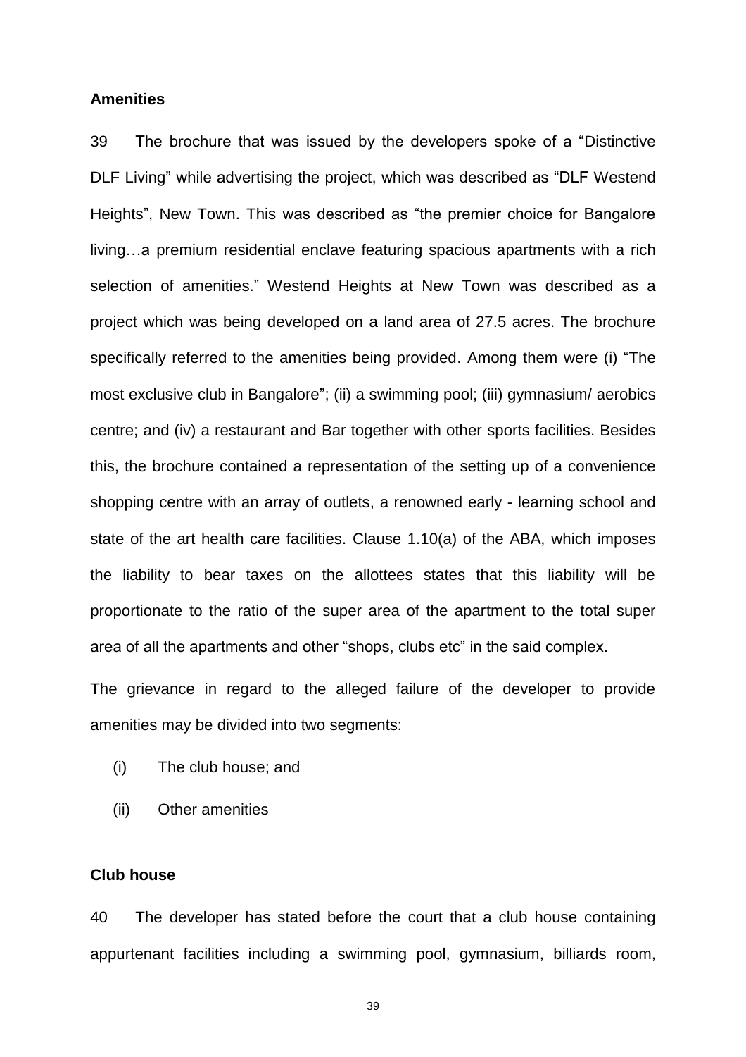**Amenities**

39 The brochure that was issued by the developers spoke of a "Distinctive DLF Living" while advertising the project, which was described as "DLF Westend Heights", New Town. This was described as "the premier choice for Bangalore living…a premium residential enclave featuring spacious apartments with a rich selection of amenities." Westend Heights at New Town was described as a project which was being developed on a land area of 27.5 acres. The brochure specifically referred to the amenities being provided. Among them were (i) "The most exclusive club in Bangalore"; (ii) a swimming pool; (iii) gymnasium/ aerobics centre; and (iv) a restaurant and Bar together with other sports facilities. Besides this, the brochure contained a representation of the setting up of a convenience shopping centre with an array of outlets, a renowned early - learning school and state of the art health care facilities. Clause 1.10(a) of the ABA, which imposes the liability to bear taxes on the allottees states that this liability will be proportionate to the ratio of the super area of the apartment to the total super area of all the apartments and other "shops, clubs etc" in the said complex.

The grievance in regard to the alleged failure of the developer to provide amenities may be divided into two segments:

(i) The club house; and

(ii) Other amenities

**Club house**

40 The developer has stated before the court that a club house containing appurtenant facilities including a swimming pool, gymnasium, billiards room,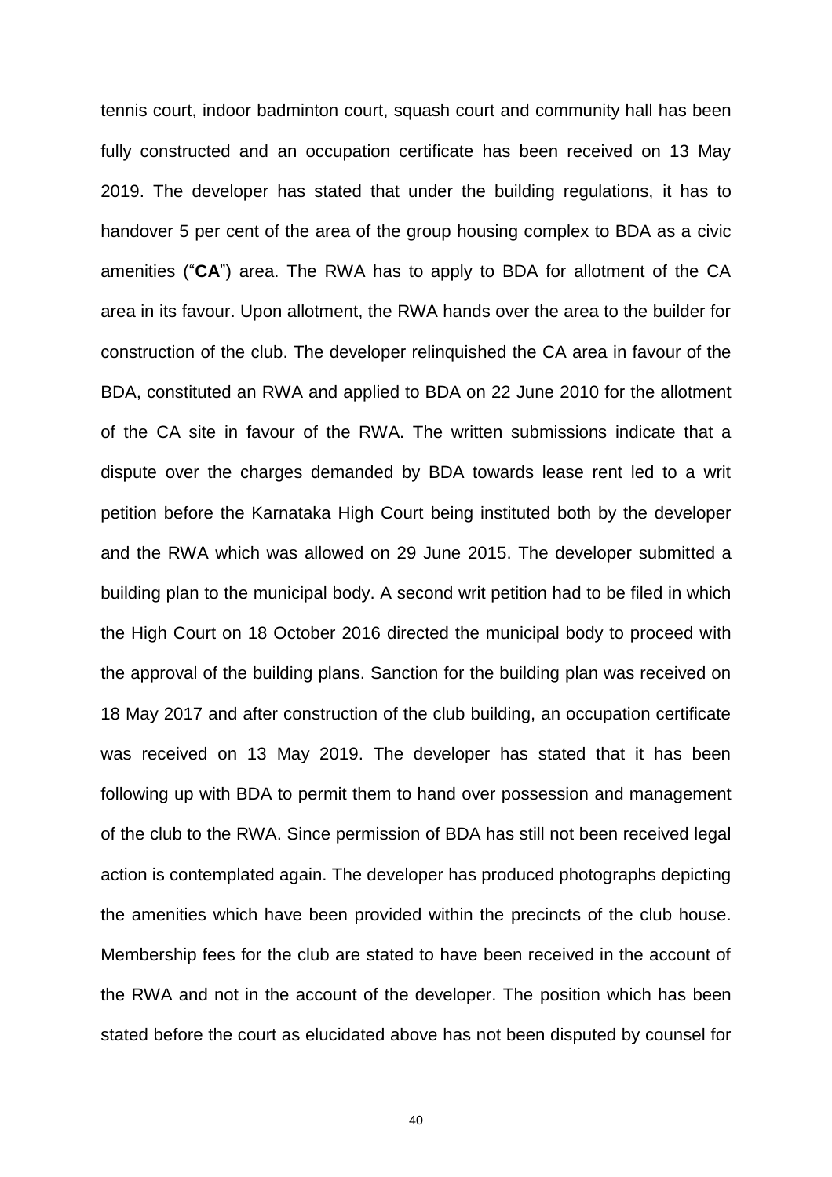tennis court, indoor badminton court, squash court and community hall has been fully constructed and an occupation certificate has been received on 13 May 2019. The developer has stated that under the building regulations, it has to handover 5 per cent of the area of the group housing complex to BDA as a civic amenities ("**CA**") area. The RWA has to apply to BDA for allotment of the CA area in its favour. Upon allotment, the RWA hands over the area to the builder for construction of the club. The developer relinquished the CA area in favour of the BDA, constituted an RWA and applied to BDA on 22 June 2010 for the allotment of the CA site in favour of the RWA. The written submissions indicate that a dispute over the charges demanded by BDA towards lease rent led to a writ petition before the Karnataka High Court being instituted both by the developer and the RWA which was allowed on 29 June 2015. The developer submitted a building plan to the municipal body. A second writ petition had to be filed in which the High Court on 18 October 2016 directed the municipal body to proceed with the approval of the building plans. Sanction for the building plan was received on 18 May 2017 and after construction of the club building, an occupation certificate was received on 13 May 2019. The developer has stated that it has been following up with BDA to permit them to hand over possession and management of the club to the RWA. Since permission of BDA has still not been received legal action is contemplated again. The developer has produced photographs depicting the amenities which have been provided within the precincts of the club house. Membership fees for the club are stated to have been received in the account of the RWA and not in the account of the developer. The position which has been stated before the court as elucidated above has not been disputed by counsel for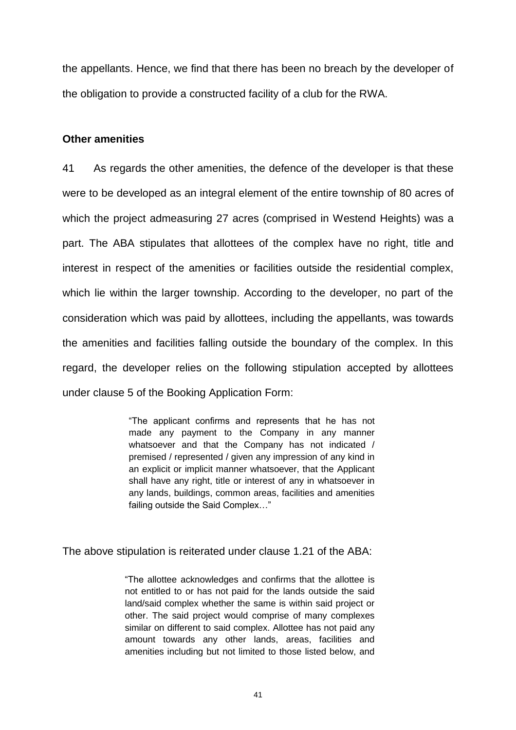the appellants. Hence, we find that there has been no breach by the developer of the obligation to provide a constructed facility of a club for the RWA.

**Other amenities**

41 As regards the other amenities, the defence of the developer is that these were to be developed as an integral element of the entire township of 80 acres of which the project admeasuring 27 acres (comprised in Westend Heights) was a part. The ABA stipulates that allottees of the complex have no right, title and interest in respect of the amenities or facilities outside the residential complex, which lie within the larger township. According to the developer, no part of the consideration which was paid by allottees, including the appellants, was towards the amenities and facilities falling outside the boundary of the complex. In this regard, the developer relies on the following stipulation accepted by allottees under clause 5 of the Booking Application Form:

> "The applicant confirms and represents that he has not made any payment to the Company in any manner whatsoever and that the Company has not indicated / premised / represented / given any impression of any kind in an explicit or implicit manner whatsoever, that the Applicant shall have any right, title or interest of any in whatsoever in any lands, buildings, common areas, facilities and amenities failing outside the Said Complex…"

The above stipulation is reiterated under clause 1.21 of the ABA:

> "The allottee acknowledges and confirms that the allottee is not entitled to or has not paid for the lands outside the said land/said complex whether the same is within said project or other. The said project would comprise of many complexes similar on different to said complex. Allottee has not paid any amount towards any other lands, areas, facilities and amenities including but not limited to those listed below, and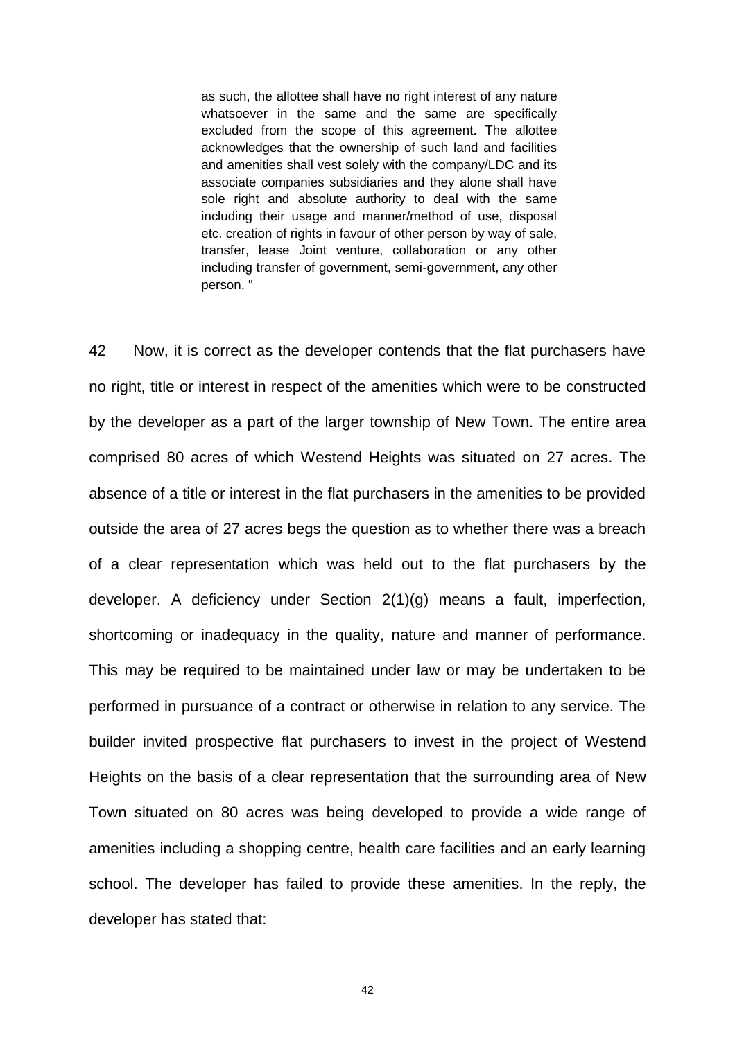> as such, the allottee shall have no right interest of any nature whatsoever in the same and the same are specifically excluded from the scope of this agreement. The allottee acknowledges that the ownership of such land and facilities and amenities shall vest solely with the company/LDC and its associate companies subsidiaries and they alone shall have sole right and absolute authority to deal with the same including their usage and manner/method of use, disposal etc. creation of rights in favour of other person by way of sale, transfer, lease Joint venture, collaboration or any other including transfer of government, semi-government, any other person. "

42 Now, it is correct as the developer contends that the flat purchasers have no right, title or interest in respect of the amenities which were to be constructed by the developer as a part of the larger township of New Town. The entire area comprised 80 acres of which Westend Heights was situated on 27 acres. The absence of a title or interest in the flat purchasers in the amenities to be provided outside the area of 27 acres begs the question as to whether there was a breach of a clear representation which was held out to the flat purchasers by the developer. A deficiency under Section 2(1)(g) means a fault, imperfection, shortcoming or inadequacy in the quality, nature and manner of performance. This may be required to be maintained under law or may be undertaken to be performed in pursuance of a contract or otherwise in relation to any service. The builder invited prospective flat purchasers to invest in the project of Westend Heights on the basis of a clear representation that the surrounding area of New Town situated on 80 acres was being developed to provide a wide range of amenities including a shopping centre, health care facilities and an early learning school. The developer has failed to provide these amenities. In the reply, the developer has stated that: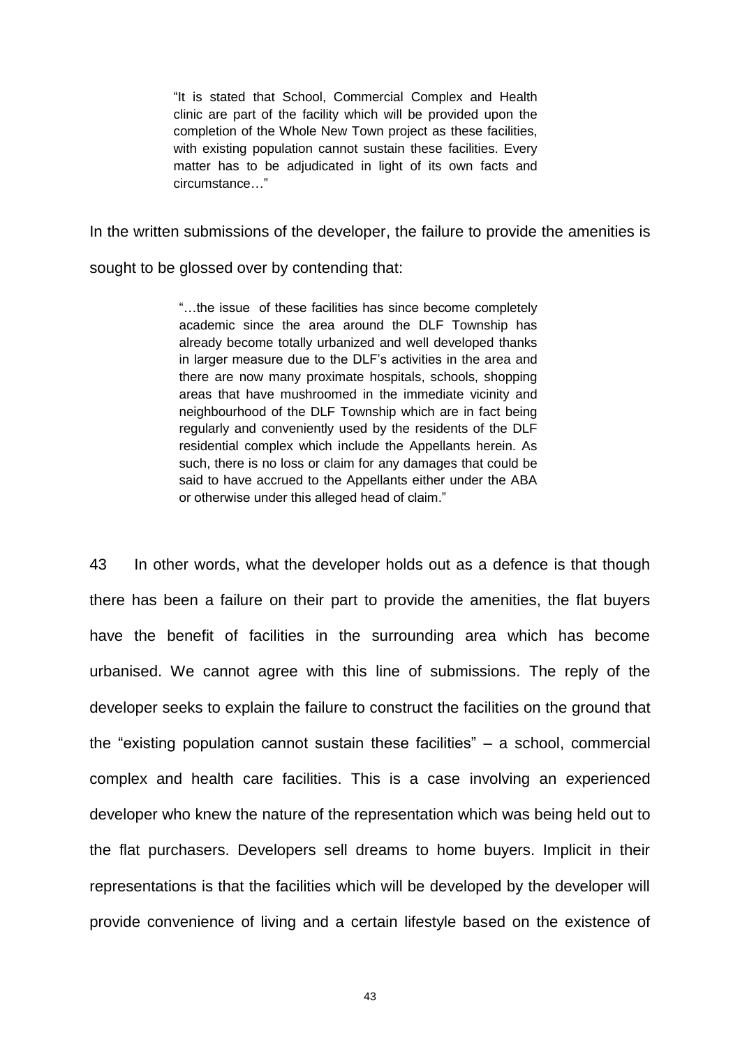> "It is stated that School, Commercial Complex and Health clinic are part of the facility which will be provided upon the completion of the Whole New Town project as these facilities, with existing population cannot sustain these facilities. Every matter has to be adjudicated in light of its own facts and circumstance…"

In the written submissions of the developer, the failure to provide the amenities is sought to be glossed over by contending that:

> "…the issue of these facilities has since become completely academic since the area around the DLF Township has already become totally urbanized and well developed thanks in larger measure due to the DLF's activities in the area and there are now many proximate hospitals, schools, shopping areas that have mushroomed in the immediate vicinity and neighbourhood of the DLF Township which are in fact being regularly and conveniently used by the residents of the DLF residential complex which include the Appellants herein. As such, there is no loss or claim for any damages that could be said to have accrued to the Appellants either under the ABA or otherwise under this alleged head of claim."

43 In other words, what the developer holds out as a defence is that though there has been a failure on their part to provide the amenities, the flat buyers have the benefit of facilities in the surrounding area which has become urbanised. We cannot agree with this line of submissions. The reply of the developer seeks to explain the failure to construct the facilities on the ground that the "existing population cannot sustain these facilities" – a school, commercial complex and health care facilities. This is a case involving an experienced developer who knew the nature of the representation which was being held out to the flat purchasers. Developers sell dreams to home buyers. Implicit in their representations is that the facilities which will be developed by the developer will provide convenience of living and a certain lifestyle based on the existence of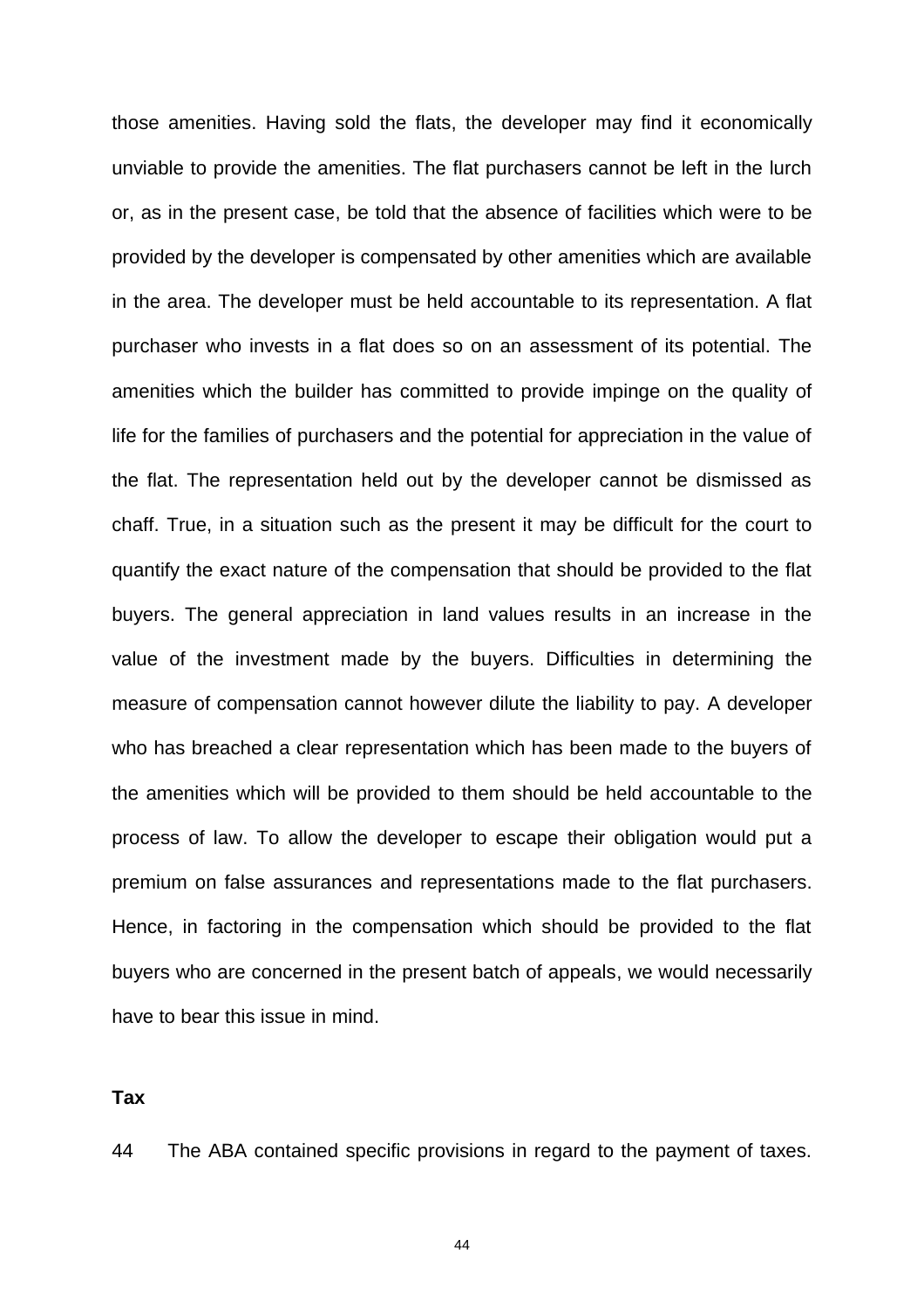those amenities. Having sold the flats, the developer may find it economically unviable to provide the amenities. The flat purchasers cannot be left in the lurch or, as in the present case, be told that the absence of facilities which were to be provided by the developer is compensated by other amenities which are available in the area. The developer must be held accountable to its representation. A flat purchaser who invests in a flat does so on an assessment of its potential. The amenities which the builder has committed to provide impinge on the quality of life for the families of purchasers and the potential for appreciation in the value of the flat. The representation held out by the developer cannot be dismissed as chaff. True, in a situation such as the present it may be difficult for the court to quantify the exact nature of the compensation that should be provided to the flat buyers. The general appreciation in land values results in an increase in the value of the investment made by the buyers. Difficulties in determining the measure of compensation cannot however dilute the liability to pay. A developer who has breached a clear representation which has been made to the buyers of the amenities which will be provided to them should be held accountable to the process of law. To allow the developer to escape their obligation would put a premium on false assurances and representations made to the flat purchasers. Hence, in factoring in the compensation which should be provided to the flat buyers who are concerned in the present batch of appeals, we would necessarily have to bear this issue in mind.

**Tax**

44 The ABA contained specific provisions in regard to the payment of taxes.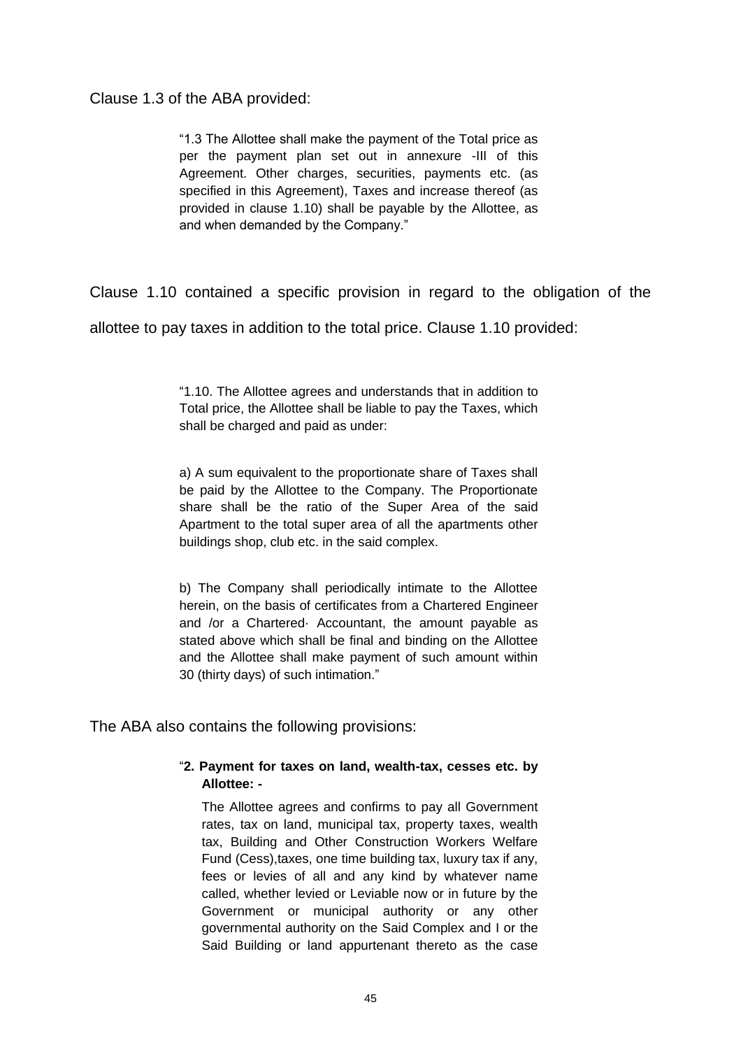Clause 1.3 of the ABA provided:

> "1.3 The Allottee shall make the payment of the Total price as per the payment plan set out in annexure -III of this Agreement. Other charges, securities, payments etc. (as specified in this Agreement), Taxes and increase thereof (as provided in clause 1.10) shall be payable by the Allottee, as and when demanded by the Company."

Clause 1.10 contained a specific provision in regard to the obligation of the allottee to pay taxes in addition to the total price. Clause 1.10 provided:

> "1.10. The Allottee agrees and understands that in addition to Total price, the Allottee shall be liable to pay the Taxes, which shall be charged and paid as under:
>
> a) A sum equivalent to the proportionate share of Taxes shall be paid by the Allottee to the Company. The Proportionate share shall be the ratio of the Super Area of the said Apartment to the total super area of all the apartments other buildings shop, club etc. in the said complex.
>
> b) The Company shall periodically intimate to the Allottee herein, on the basis of certificates from a Chartered Engineer and /or a Chartered· Accountant, the amount payable as stated above which shall be final and binding on the Allottee and the Allottee shall make payment of such amount within 30 (thirty days) of such intimation."

The ABA also contains the following provisions:

> "**2. Payment for taxes on land, wealth-tax, cesses etc. by Allottee: -**
>
> The Allottee agrees and confirms to pay all Government rates, tax on land, municipal tax, property taxes, wealth tax, Building and Other Construction Workers Welfare Fund (Cess),taxes, one time building tax, luxury tax if any, fees or levies of all and any kind by whatever name called, whether levied or Leviable now or in future by the Government or municipal authority or any other governmental authority on the Said Complex and I or the Said Building or land appurtenant thereto as the case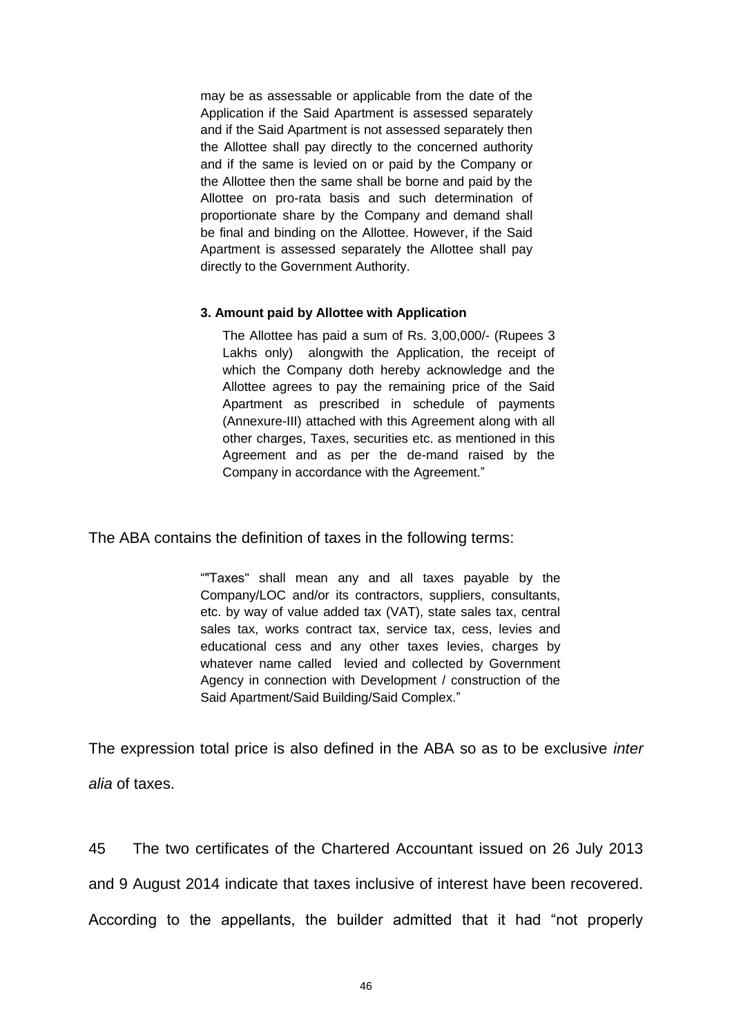> may be as assessable or applicable from the date of the Application if the Said Apartment is assessed separately and if the Said Apartment is not assessed separately then the Allottee shall pay directly to the concerned authority and if the same is levied on or paid by the Company or the Allottee then the same shall be borne and paid by the Allottee on pro-rata basis and such determination of proportionate share by the Company and demand shall be final and binding on the Allottee. However, if the Said Apartment is assessed separately the Allottee shall pay directly to the Government Authority.
>
> **3. Amount paid by Allottee with Application**
>
> The Allottee has paid a sum of Rs. 3,00,000/- (Rupees 3 Lakhs only) alongwith the Application, the receipt of which the Company doth hereby acknowledge and the Allottee agrees to pay the remaining price of the Said Apartment as prescribed in schedule of payments (Annexure-III) attached with this Agreement along with all other charges, Taxes, securities etc. as mentioned in this Agreement and as per the de-mand raised by the Company in accordance with the Agreement."

The ABA contains the definition of taxes in the following terms:

> ""Taxes" shall mean any and all taxes payable by the Company/LOC and/or its contractors, suppliers, consultants, etc. by way of value added tax (VAT), state sales tax, central sales tax, works contract tax, service tax, cess, levies and educational cess and any other taxes levies, charges by whatever name called levied and collected by Government Agency in connection with Development / construction of the Said Apartment/Said Building/Said Complex."

The expression total price is also defined in the ABA so as to be exclusive *inter alia* of taxes.

45 The two certificates of the Chartered Accountant issued on 26 July 2013 and 9 August 2014 indicate that taxes inclusive of interest have been recovered. According to the appellants, the builder admitted that it had "not properly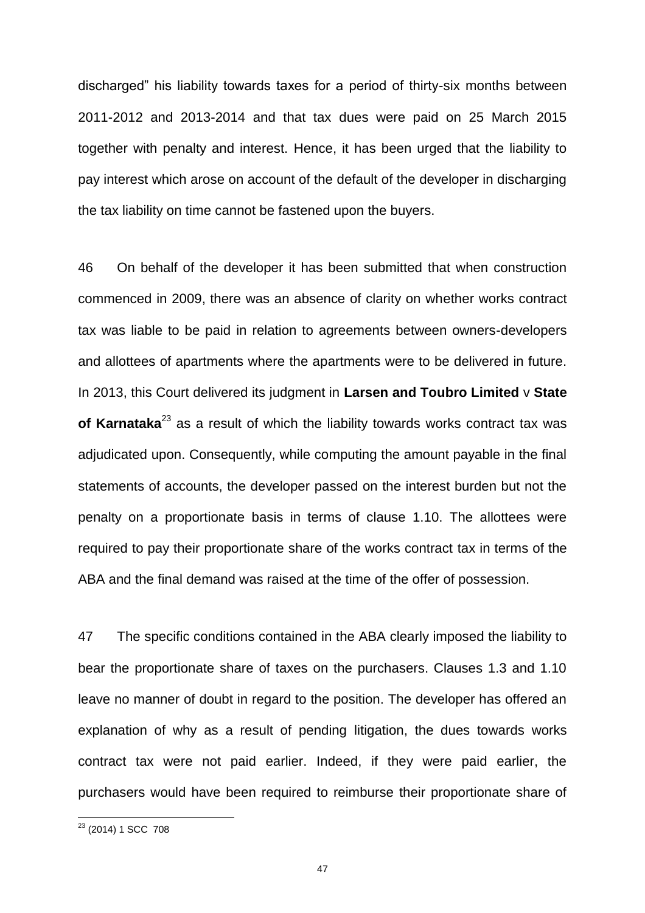discharged" his liability towards taxes for a period of thirty-six months between 2011-2012 and 2013-2014 and that tax dues were paid on 25 March 2015 together with penalty and interest. Hence, it has been urged that the liability to pay interest which arose on account of the default of the developer in discharging the tax liability on time cannot be fastened upon the buyers.

46 On behalf of the developer it has been submitted that when construction commenced in 2009, there was an absence of clarity on whether works contract tax was liable to be paid in relation to agreements between owners-developers and allottees of apartments where the apartments were to be delivered in future. In 2013, this Court delivered its judgment in **Larsen and Toubro Limited** v **State of Karnataka**[23] as a result of which the liability towards works contract tax was adjudicated upon. Consequently, while computing the amount payable in the final statements of accounts, the developer passed on the interest burden but not the penalty on a proportionate basis in terms of clause 1.10. The allottees were required to pay their proportionate share of the works contract tax in terms of the ABA and the final demand was raised at the time of the offer of possession.

47 The specific conditions contained in the ABA clearly imposed the liability to bear the proportionate share of taxes on the purchasers. Clauses 1.3 and 1.10 leave no manner of doubt in regard to the position. The developer has offered an explanation of why as a result of pending litigation, the dues towards works contract tax were not paid earlier. Indeed, if they were paid earlier, the purchasers would have been required to reimburse their proportionate share of

[23] (2014) 1 SCC 708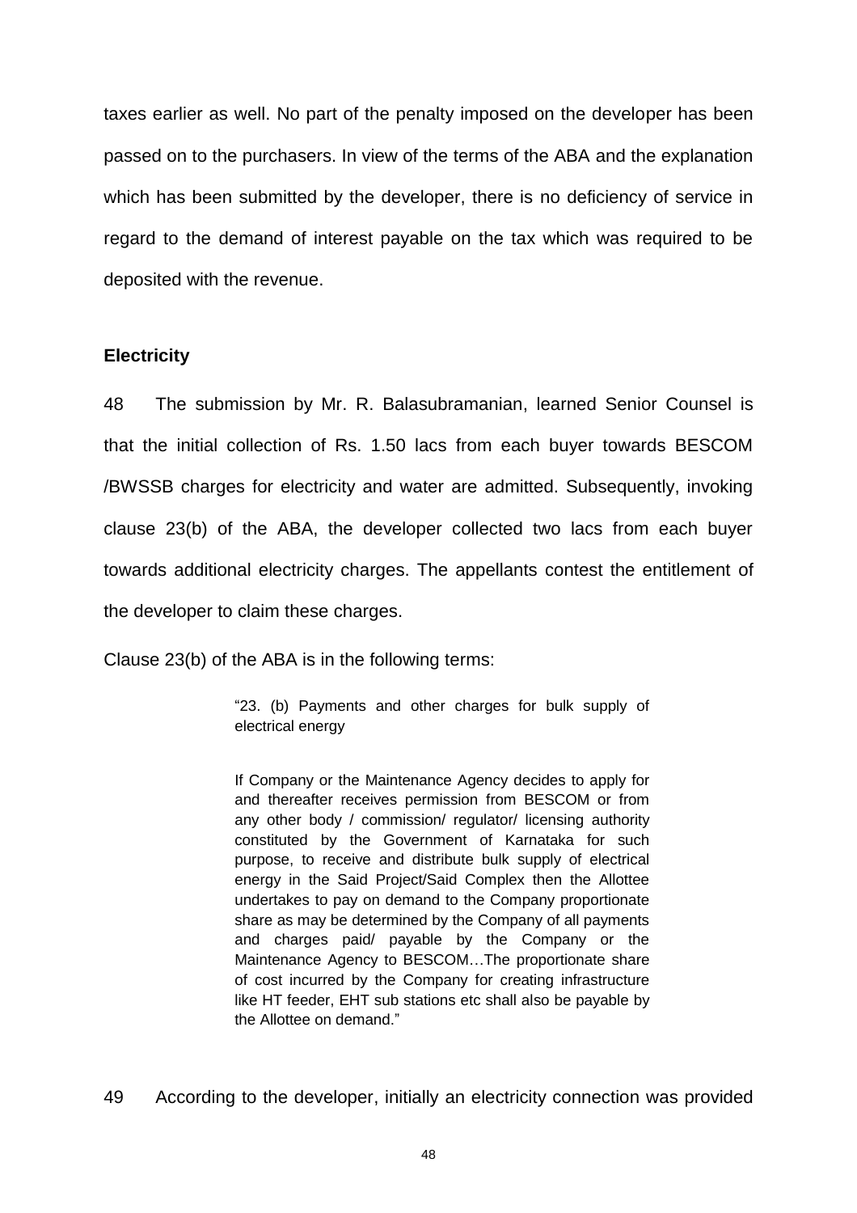taxes earlier as well. No part of the penalty imposed on the developer has been passed on to the purchasers. In view of the terms of the ABA and the explanation which has been submitted by the developer, there is no deficiency of service in regard to the demand of interest payable on the tax which was required to be deposited with the revenue.

**Electricity**

48 The submission by Mr. R. Balasubramanian, learned Senior Counsel is that the initial collection of Rs. 1.50 lacs from each buyer towards BESCOM /BWSSB charges for electricity and water are admitted. Subsequently, invoking clause 23(b) of the ABA, the developer collected two lacs from each buyer towards additional electricity charges. The appellants contest the entitlement of the developer to claim these charges.

Clause 23(b) of the ABA is in the following terms:

> "23. (b) Payments and other charges for bulk supply of electrical energy
>
> If Company or the Maintenance Agency decides to apply for and thereafter receives permission from BESCOM or from any other body / commission/ regulator/ licensing authority constituted by the Government of Karnataka for such purpose, to receive and distribute bulk supply of electrical energy in the Said Project/Said Complex then the Allottee undertakes to pay on demand to the Company proportionate share as may be determined by the Company of all payments and charges paid/ payable by the Company or the Maintenance Agency to BESCOM…The proportionate share of cost incurred by the Company for creating infrastructure like HT feeder, EHT sub stations etc shall also be payable by the Allottee on demand."

49 According to the developer, initially an electricity connection was provided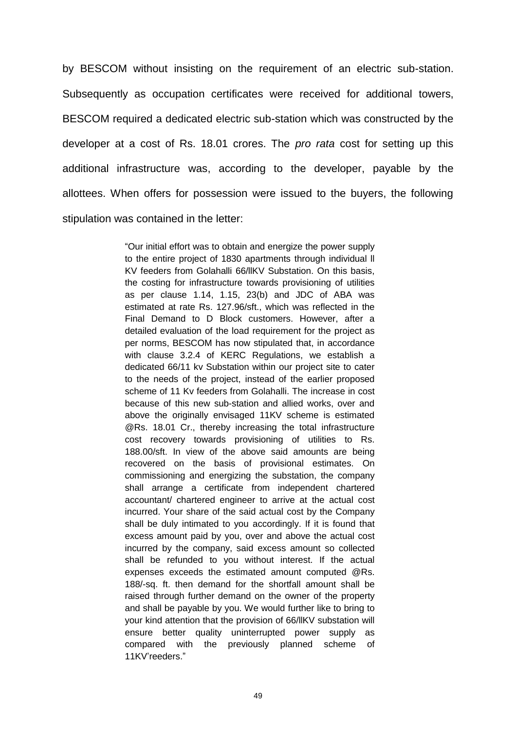by BESCOM without insisting on the requirement of an electric sub-station. Subsequently as occupation certificates were received for additional towers, BESCOM required a dedicated electric sub-station which was constructed by the developer at a cost of Rs. 18.01 crores. The *pro rata* cost for setting up this additional infrastructure was, according to the developer, payable by the allottees. When offers for possession were issued to the buyers, the following stipulation was contained in the letter:

> "Our initial effort was to obtain and energize the power supply to the entire project of 1830 apartments through individual ll KV feeders from Golahalli 66/llKV Substation. On this basis, the costing for infrastructure towards provisioning of utilities as per clause 1.14, 1.15, 23(b) and JDC of ABA was estimated at rate Rs. 127.96/sft., which was reflected in the Final Demand to D Block customers. However, after a detailed evaluation of the load requirement for the project as per norms, BESCOM has now stipulated that, in accordance with clause 3.2.4 of KERC Regulations, we establish a dedicated 66/11 kv Substation within our project site to cater to the needs of the project, instead of the earlier proposed scheme of 11 Kv feeders from Golahalli. The increase in cost because of this new sub-station and allied works, over and above the originally envisaged 11KV scheme is estimated @Rs. 18.01 Cr., thereby increasing the total infrastructure cost recovery towards provisioning of utilities to Rs. 188.00/sft. In view of the above said amounts are being recovered on the basis of provisional estimates. On commissioning and energizing the substation, the company shall arrange a certificate from independent chartered accountant/ chartered engineer to arrive at the actual cost incurred. Your share of the said actual cost by the Company shall be duly intimated to you accordingly. If it is found that excess amount paid by you, over and above the actual cost incurred by the company, said excess amount so collected shall be refunded to you without interest. If the actual expenses exceeds the estimated amount computed @Rs. 188/-sq. ft. then demand for the shortfall amount shall be raised through further demand on the owner of the property and shall be payable by you. We would further like to bring to your kind attention that the provision of 66/llKV substation will ensure better quality uninterrupted power supply as compared with the previously planned scheme of 11KV'reeders."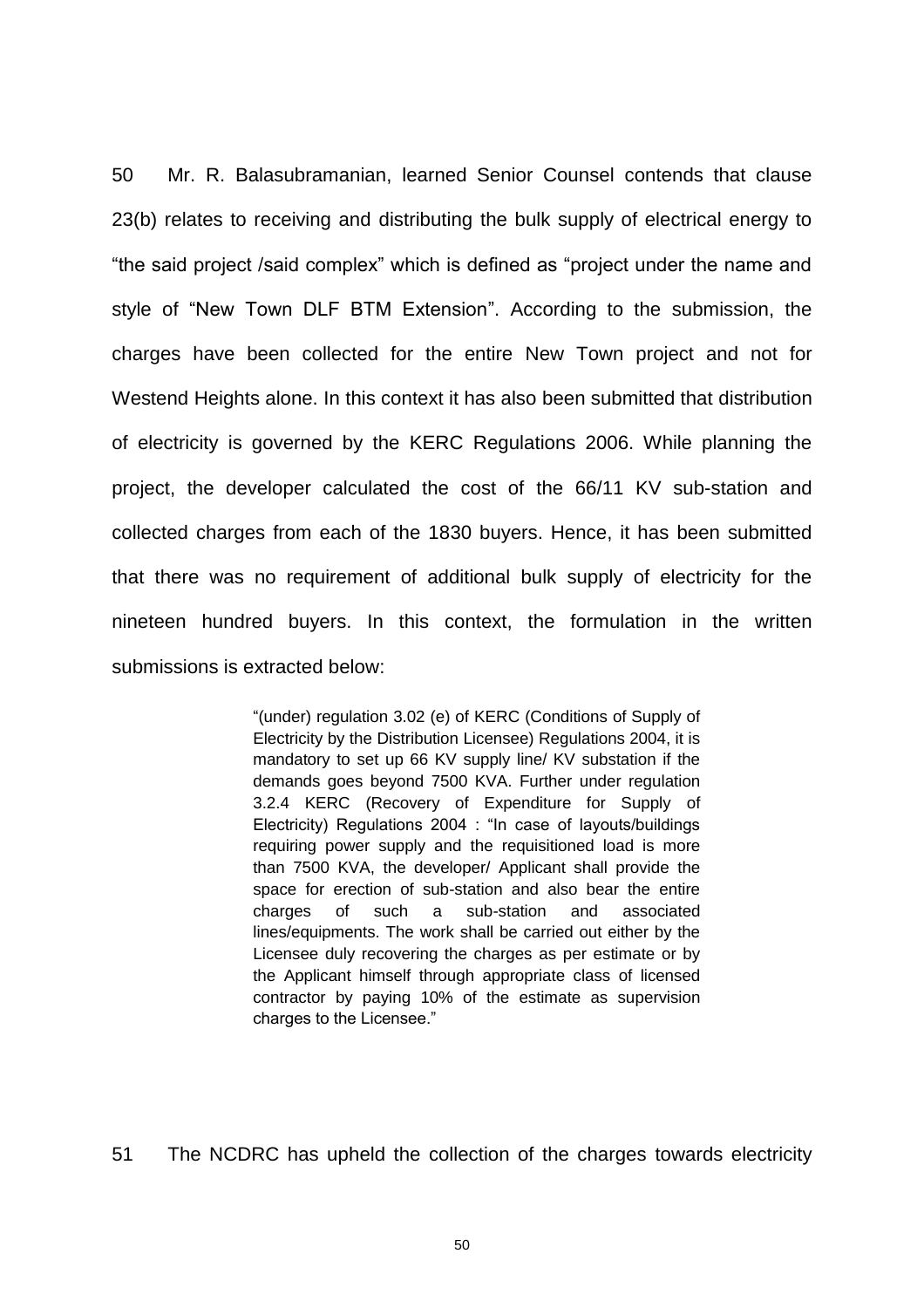50 Mr. R. Balasubramanian, learned Senior Counsel contends that clause 23(b) relates to receiving and distributing the bulk supply of electrical energy to "the said project /said complex" which is defined as "project under the name and style of "New Town DLF BTM Extension". According to the submission, the charges have been collected for the entire New Town project and not for Westend Heights alone. In this context it has also been submitted that distribution of electricity is governed by the KERC Regulations 2006. While planning the project, the developer calculated the cost of the 66/11 KV sub-station and collected charges from each of the 1830 buyers. Hence, it has been submitted that there was no requirement of additional bulk supply of electricity for the nineteen hundred buyers. In this context, the formulation in the written submissions is extracted below:

> "(under) regulation 3.02 (e) of KERC (Conditions of Supply of Electricity by the Distribution Licensee) Regulations 2004, it is mandatory to set up 66 KV supply line/ KV substation if the demands goes beyond 7500 KVA. Further under regulation 3.2.4 KERC (Recovery of Expenditure for Supply of Electricity) Regulations 2004 : "In case of layouts/buildings requiring power supply and the requisitioned load is more than 7500 KVA, the developer/ Applicant shall provide the space for erection of sub-station and also bear the entire charges of such a sub-station and associated lines/equipments. The work shall be carried out either by the Licensee duly recovering the charges as per estimate or by the Applicant himself through appropriate class of licensed contractor by paying 10% of the estimate as supervision charges to the Licensee."

51 The NCDRC has upheld the collection of the charges towards electricity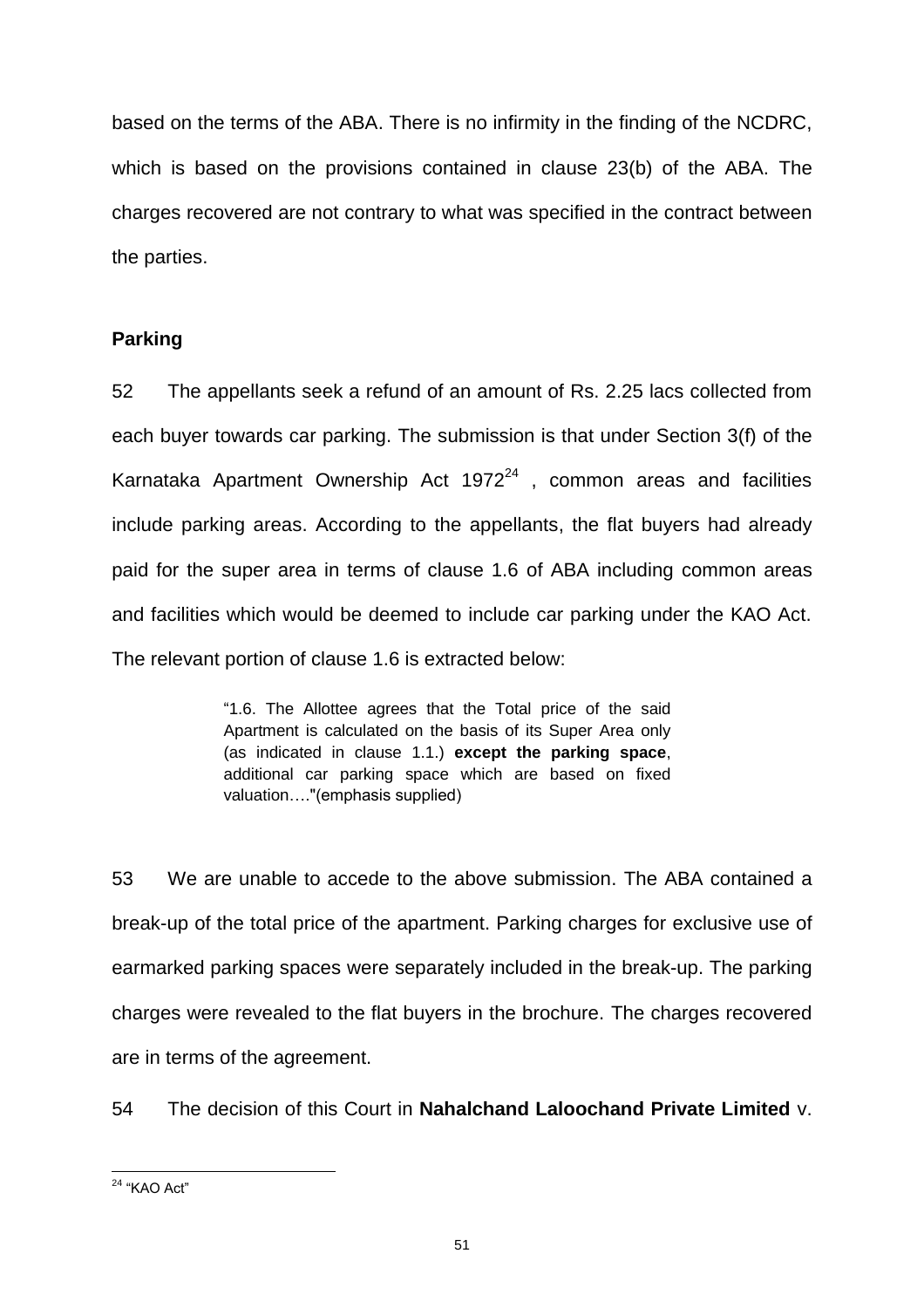based on the terms of the ABA. There is no infirmity in the finding of the NCDRC, which is based on the provisions contained in clause 23(b) of the ABA. The charges recovered are not contrary to what was specified in the contract between the parties.

**Parking**

52 The appellants seek a refund of an amount of Rs. 2.25 lacs collected from each buyer towards car parking. The submission is that under Section 3(f) of the Karnataka Apartment Ownership Act 1972[24] , common areas and facilities include parking areas. According to the appellants, the flat buyers had already paid for the super area in terms of clause 1.6 of ABA including common areas and facilities which would be deemed to include car parking under the KAO Act. The relevant portion of clause 1.6 is extracted below:

> "1.6. The Allottee agrees that the Total price of the said Apartment is calculated on the basis of its Super Area only (as indicated in clause 1.1.) **except the parking space**, additional car parking space which are based on fixed valuation…."(emphasis supplied)

53 We are unable to accede to the above submission. The ABA contained a break-up of the total price of the apartment. Parking charges for exclusive use of earmarked parking spaces were separately included in the break-up. The parking charges were revealed to the flat buyers in the brochure. The charges recovered are in terms of the agreement.

54 The decision of this Court in **Nahalchand Laloochand Private Limited** v.

[24] "KAO Act"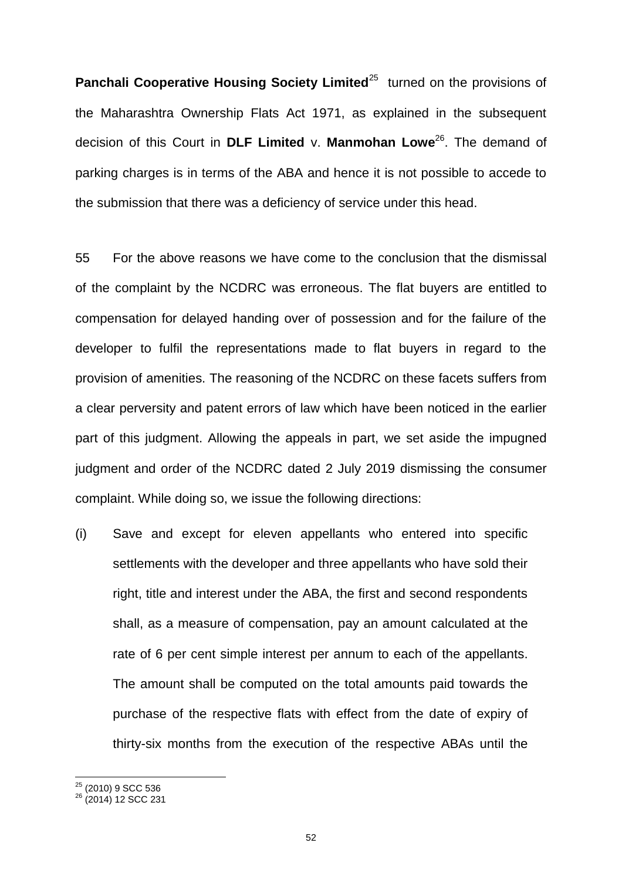**Panchali Cooperative Housing Society Limited**[25] turned on the provisions of the Maharashtra Ownership Flats Act 1971, as explained in the subsequent decision of this Court in **DLF Limited** v. **Manmohan Lowe**[26]. The demand of parking charges is in terms of the ABA and hence it is not possible to accede to the submission that there was a deficiency of service under this head.

55 For the above reasons we have come to the conclusion that the dismissal of the complaint by the NCDRC was erroneous. The flat buyers are entitled to compensation for delayed handing over of possession and for the failure of the developer to fulfil the representations made to flat buyers in regard to the provision of amenities. The reasoning of the NCDRC on these facets suffers from a clear perversity and patent errors of law which have been noticed in the earlier part of this judgment. Allowing the appeals in part, we set aside the impugned judgment and order of the NCDRC dated 2 July 2019 dismissing the consumer complaint. While doing so, we issue the following directions:

(i) Save and except for eleven appellants who entered into specific settlements with the developer and three appellants who have sold their right, title and interest under the ABA, the first and second respondents shall, as a measure of compensation, pay an amount calculated at the rate of 6 per cent simple interest per annum to each of the appellants. The amount shall be computed on the total amounts paid towards the purchase of the respective flats with effect from the date of expiry of thirty-six months from the execution of the respective ABAs until the

---

[25] (2010) 9 SCC 536
[26] (2014) 12 SCC 231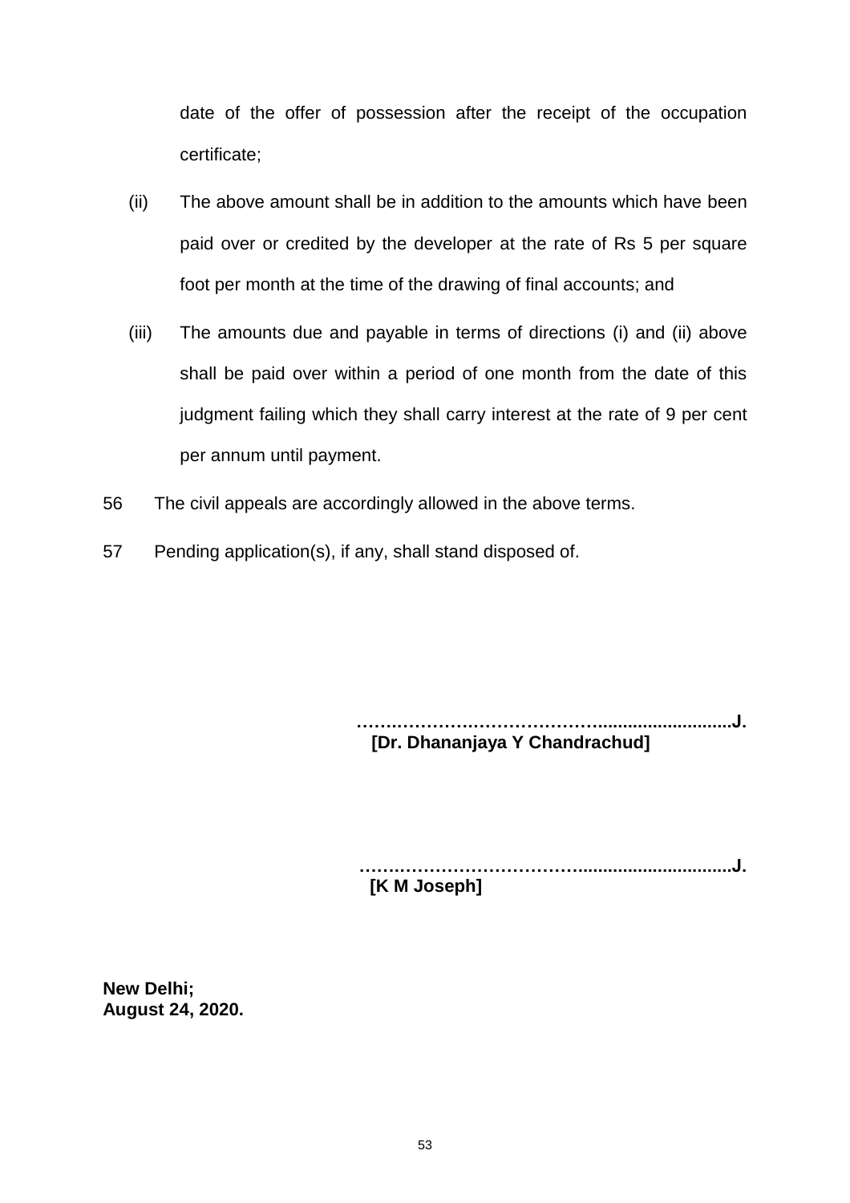date of the offer of possession after the receipt of the occupation certificate;

(ii) The above amount shall be in addition to the amounts which have been paid over or credited by the developer at the rate of Rs 5 per square foot per month at the time of the drawing of final accounts; and

(iii) The amounts due and payable in terms of directions (i) and (ii) above shall be paid over within a period of one month from the date of this judgment failing which they shall carry interest at the rate of 9 per cent per annum until payment.

56 The civil appeals are accordingly allowed in the above terms.

57 Pending application(s), if any, shall stand disposed of.

**……..……….……………………..........................J.**
**[Dr. Dhananjaya Y Chandrachud]**

**…….……………………………..............................J.**
**[K M Joseph]**

**New Delhi;**
**August 24, 2020.**